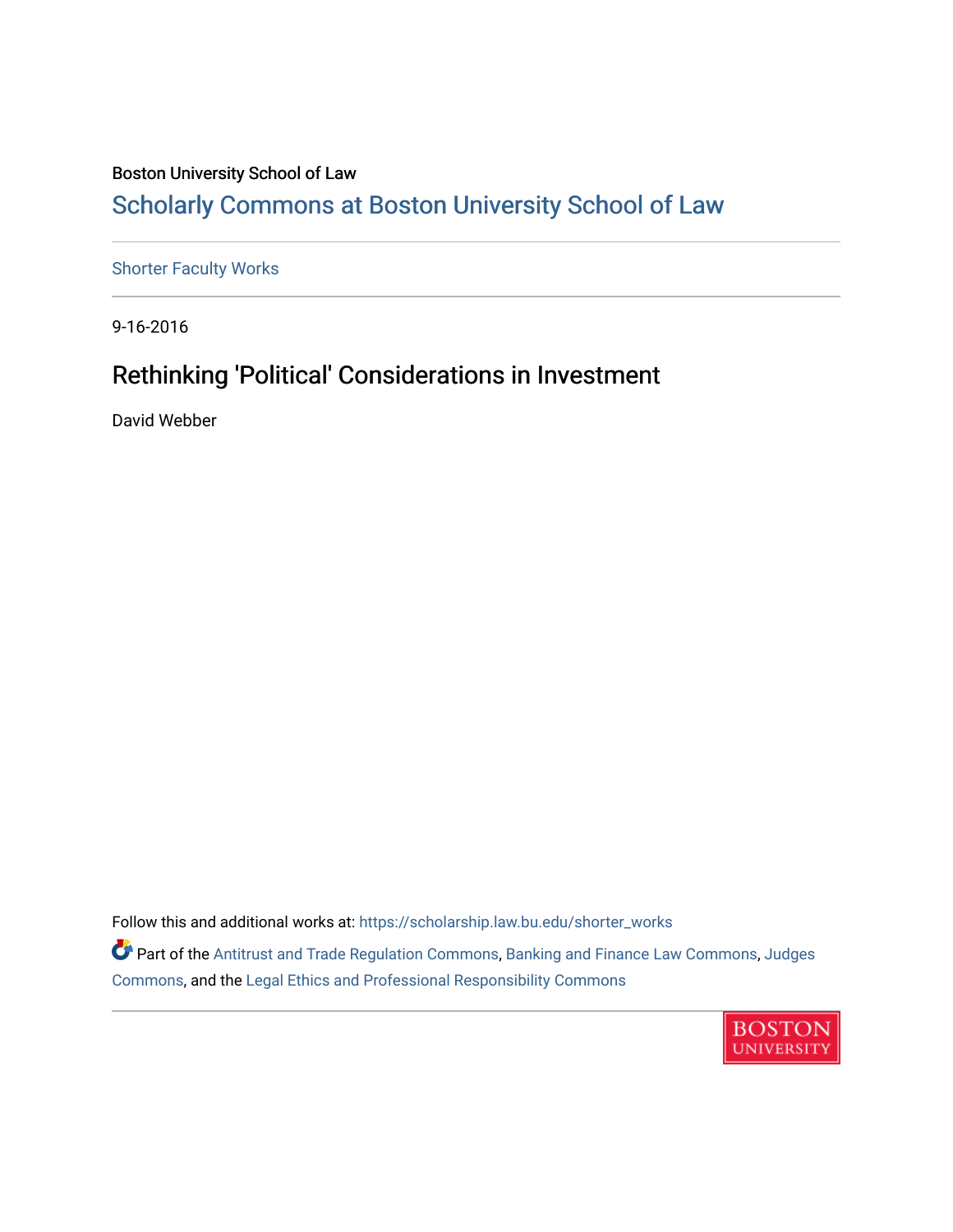Boston University School of Law

# Scholarly Commons at Boston University School of Law

Shorter Faculty Works

9-16-2016

## Rethinking 'Political' Considerations in Investment

David Webber

Follow this and additional works at: https://scholarship.law.bu.edu/shorter_works

Part of the Antitrust and Trade Regulation Commons, Banking and Finance Law Commons, Judges Commons, and the Legal Ethics and Professional Responsibility Commons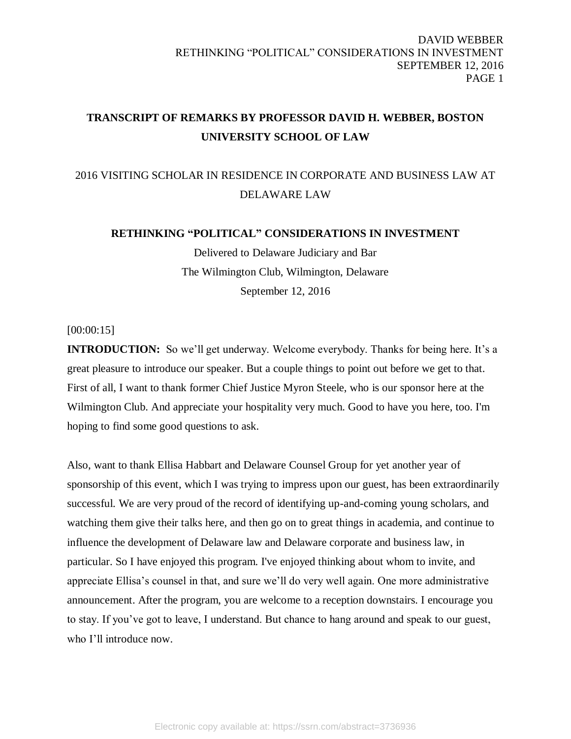**TRANSCRIPT OF REMARKS BY PROFESSOR DAVID H. WEBBER, BOSTON UNIVERSITY SCHOOL OF LAW**

2016 VISITING SCHOLAR IN RESIDENCE IN CORPORATE AND BUSINESS LAW AT DELAWARE LAW

**RETHINKING "POLITICAL" CONSIDERATIONS IN INVESTMENT**

Delivered to Delaware Judiciary and Bar
The Wilmington Club, Wilmington, Delaware
September 12, 2016

[00:00:15]

**INTRODUCTION:** So we'll get underway. Welcome everybody. Thanks for being here. It's a great pleasure to introduce our speaker. But a couple things to point out before we get to that. First of all, I want to thank former Chief Justice Myron Steele, who is our sponsor here at the Wilmington Club. And appreciate your hospitality very much. Good to have you here, too. I'm hoping to find some good questions to ask.

Also, want to thank Ellisa Habbart and Delaware Counsel Group for yet another year of sponsorship of this event, which I was trying to impress upon our guest, has been extraordinarily successful. We are very proud of the record of identifying up-and-coming young scholars, and watching them give their talks here, and then go on to great things in academia, and continue to influence the development of Delaware law and Delaware corporate and business law, in particular. So I have enjoyed this program. I've enjoyed thinking about whom to invite, and appreciate Ellisa's counsel in that, and sure we'll do very well again. One more administrative announcement. After the program, you are welcome to a reception downstairs. I encourage you to stay. If you've got to leave, I understand. But chance to hang around and speak to our guest, who I'll introduce now.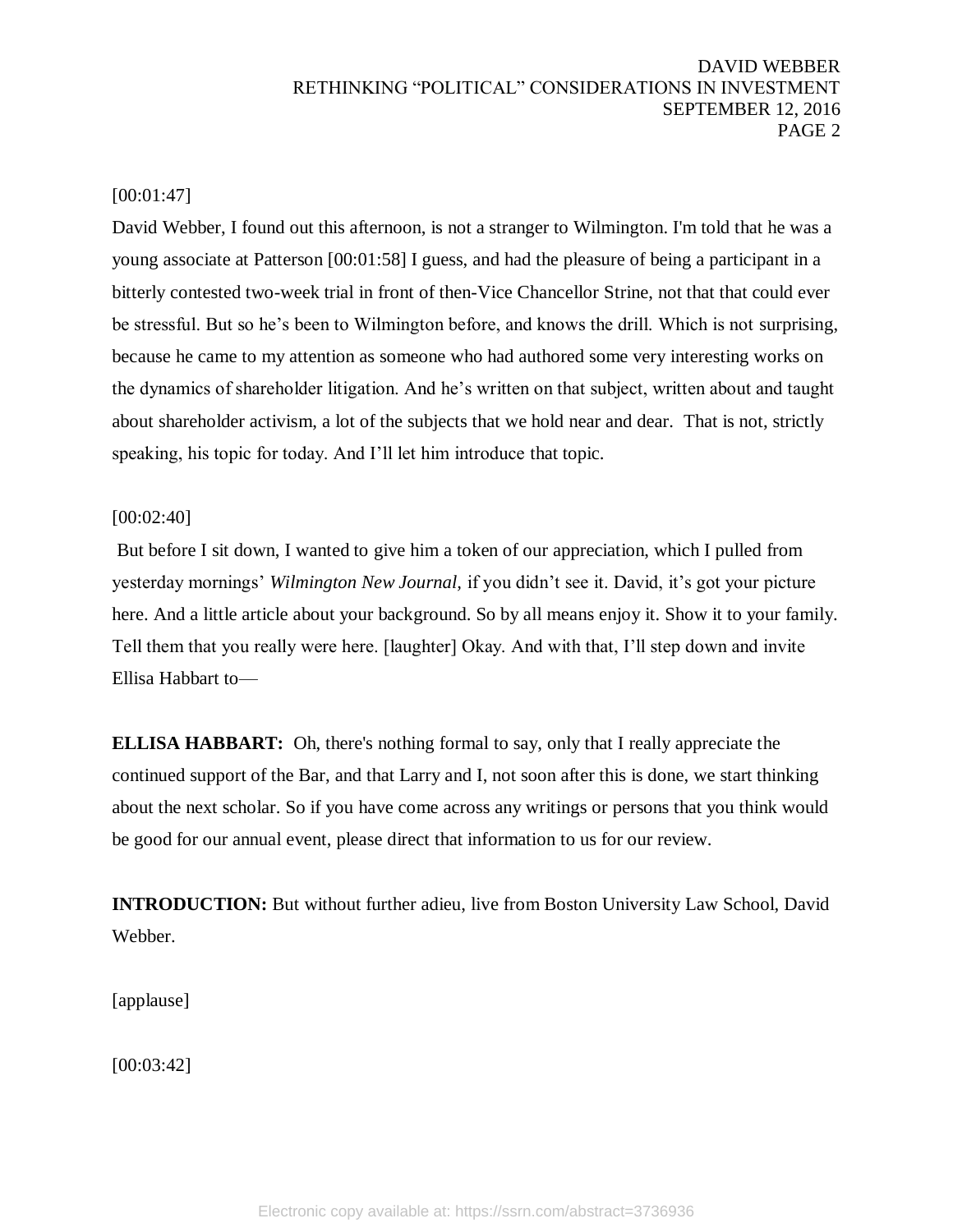[00:01:47]

David Webber, I found out this afternoon, is not a stranger to Wilmington. I'm told that he was a young associate at Patterson [00:01:58] I guess, and had the pleasure of being a participant in a bitterly contested two-week trial in front of then-Vice Chancellor Strine, not that that could ever be stressful. But so he's been to Wilmington before, and knows the drill. Which is not surprising, because he came to my attention as someone who had authored some very interesting works on the dynamics of shareholder litigation. And he's written on that subject, written about and taught about shareholder activism, a lot of the subjects that we hold near and dear. That is not, strictly speaking, his topic for today. And I'll let him introduce that topic.

[00:02:40]

But before I sit down, I wanted to give him a token of our appreciation, which I pulled from yesterday mornings' *Wilmington New Journal,* if you didn't see it. David, it's got your picture here. And a little article about your background. So by all means enjoy it. Show it to your family. Tell them that you really were here. [laughter] Okay. And with that, I'll step down and invite Ellisa Habbart to—

**ELLISA HABBART:** Oh, there's nothing formal to say, only that I really appreciate the continued support of the Bar, and that Larry and I, not soon after this is done, we start thinking about the next scholar. So if you have come across any writings or persons that you think would be good for our annual event, please direct that information to us for our review.

**INTRODUCTION:** But without further adieu, live from Boston University Law School, David Webber.

[applause]

[00:03:42]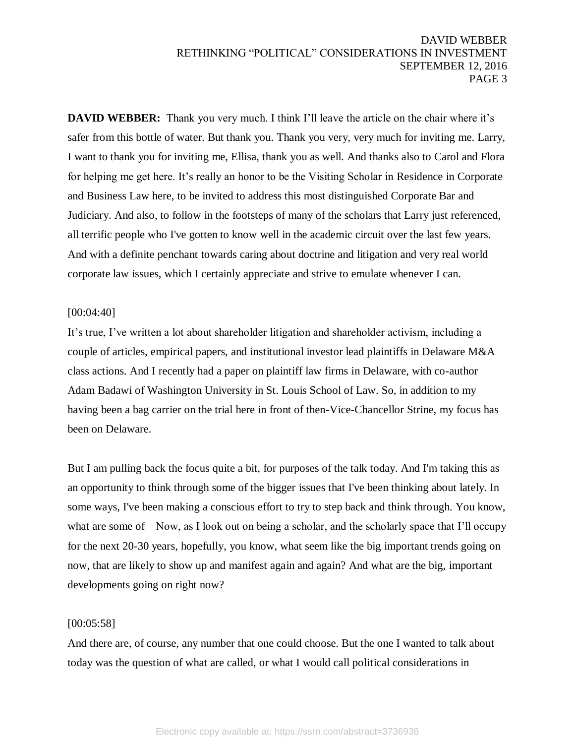**DAVID WEBBER:** Thank you very much. I think I'll leave the article on the chair where it's safer from this bottle of water. But thank you. Thank you very, very much for inviting me. Larry, I want to thank you for inviting me, Ellisa, thank you as well. And thanks also to Carol and Flora for helping me get here. It's really an honor to be the Visiting Scholar in Residence in Corporate and Business Law here, to be invited to address this most distinguished Corporate Bar and Judiciary. And also, to follow in the footsteps of many of the scholars that Larry just referenced, all terrific people who I've gotten to know well in the academic circuit over the last few years. And with a definite penchant towards caring about doctrine and litigation and very real world corporate law issues, which I certainly appreciate and strive to emulate whenever I can.

[00:04:40]

It's true, I've written a lot about shareholder litigation and shareholder activism, including a couple of articles, empirical papers, and institutional investor lead plaintiffs in Delaware M&A class actions. And I recently had a paper on plaintiff law firms in Delaware, with co-author Adam Badawi of Washington University in St. Louis School of Law. So, in addition to my having been a bag carrier on the trial here in front of then-Vice-Chancellor Strine, my focus has been on Delaware.

But I am pulling back the focus quite a bit, for purposes of the talk today. And I'm taking this as an opportunity to think through some of the bigger issues that I've been thinking about lately. In some ways, I've been making a conscious effort to try to step back and think through. You know, what are some of—Now, as I look out on being a scholar, and the scholarly space that I'll occupy for the next 20-30 years, hopefully, you know, what seem like the big important trends going on now, that are likely to show up and manifest again and again? And what are the big, important developments going on right now?

[00:05:58]

And there are, of course, any number that one could choose. But the one I wanted to talk about today was the question of what are called, or what I would call political considerations in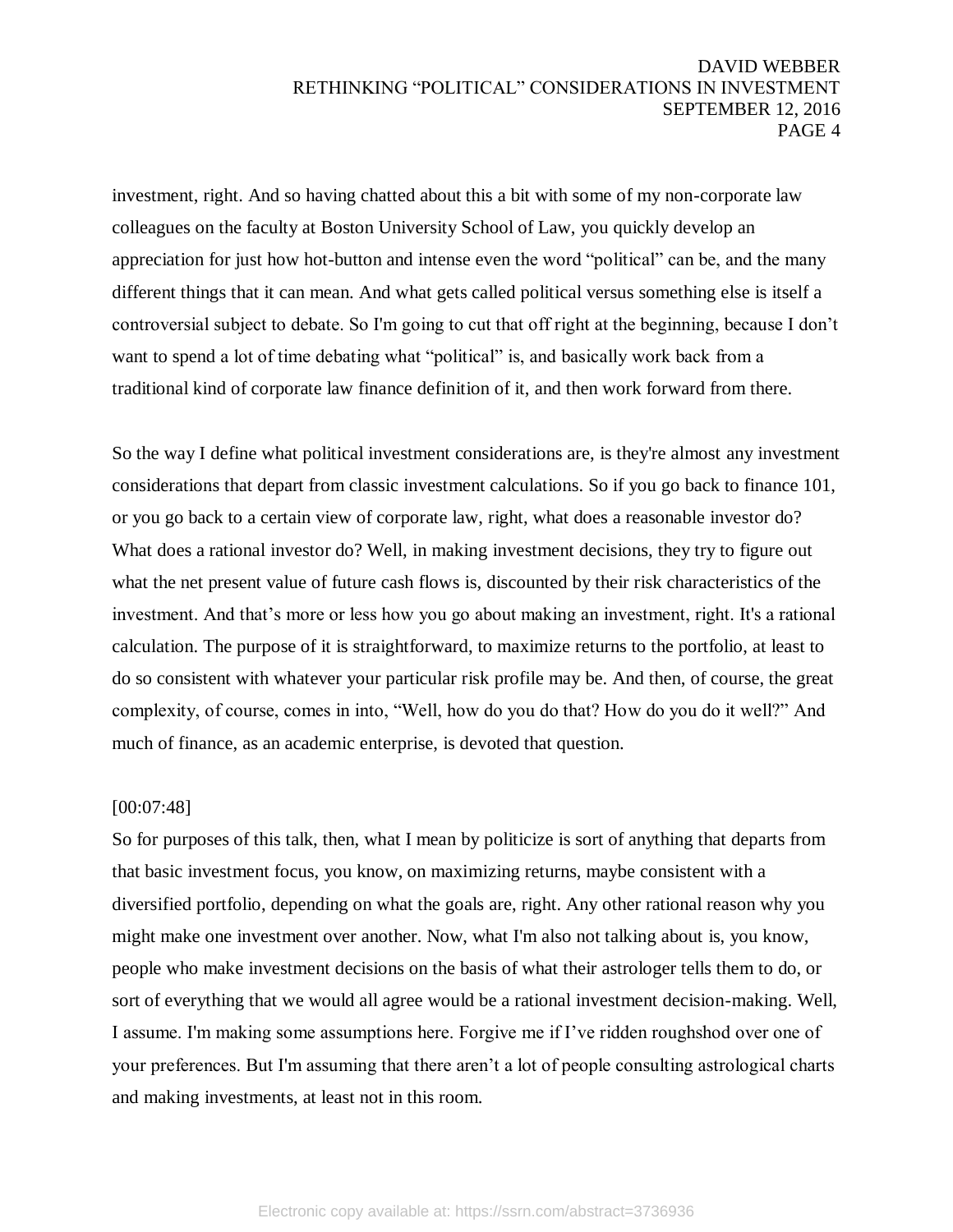investment, right. And so having chatted about this a bit with some of my non-corporate law colleagues on the faculty at Boston University School of Law, you quickly develop an appreciation for just how hot-button and intense even the word "political" can be, and the many different things that it can mean. And what gets called political versus something else is itself a controversial subject to debate. So I'm going to cut that off right at the beginning, because I don't want to spend a lot of time debating what "political" is, and basically work back from a traditional kind of corporate law finance definition of it, and then work forward from there.

So the way I define what political investment considerations are, is they're almost any investment considerations that depart from classic investment calculations. So if you go back to finance 101, or you go back to a certain view of corporate law, right, what does a reasonable investor do? What does a rational investor do? Well, in making investment decisions, they try to figure out what the net present value of future cash flows is, discounted by their risk characteristics of the investment. And that's more or less how you go about making an investment, right. It's a rational calculation. The purpose of it is straightforward, to maximize returns to the portfolio, at least to do so consistent with whatever your particular risk profile may be. And then, of course, the great complexity, of course, comes in into, "Well, how do you do that? How do you do it well?" And much of finance, as an academic enterprise, is devoted that question.

[00:07:48]

So for purposes of this talk, then, what I mean by politicize is sort of anything that departs from that basic investment focus, you know, on maximizing returns, maybe consistent with a diversified portfolio, depending on what the goals are, right. Any other rational reason why you might make one investment over another. Now, what I'm also not talking about is, you know, people who make investment decisions on the basis of what their astrologer tells them to do, or sort of everything that we would all agree would be a rational investment decision-making. Well, I assume. I'm making some assumptions here. Forgive me if I've ridden roughshod over one of your preferences. But I'm assuming that there aren't a lot of people consulting astrological charts and making investments, at least not in this room.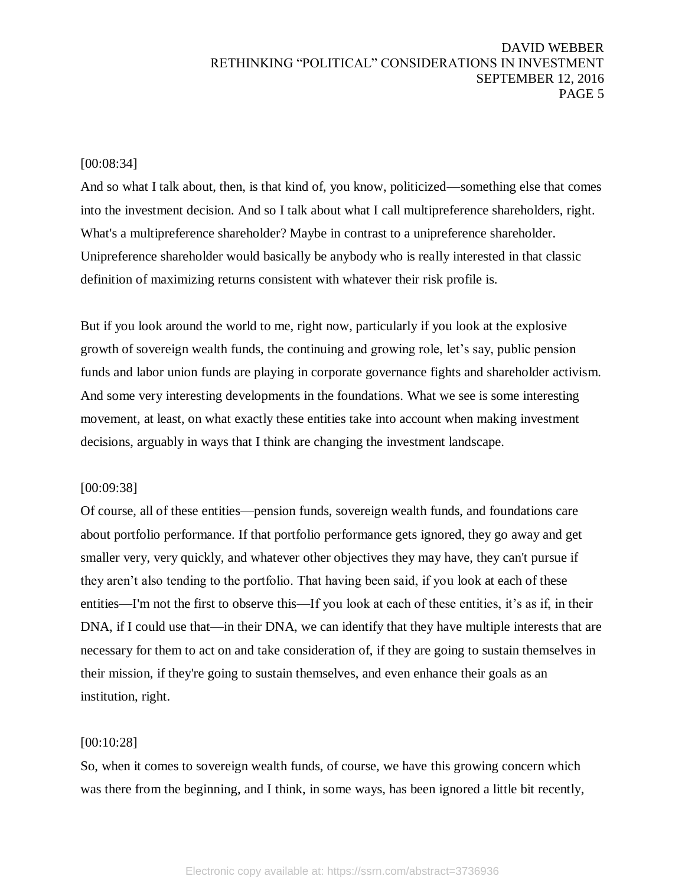[00:08:34]

And so what I talk about, then, is that kind of, you know, politicized—something else that comes into the investment decision. And so I talk about what I call multipreference shareholders, right. What's a multipreference shareholder? Maybe in contrast to a unipreference shareholder. Unipreference shareholder would basically be anybody who is really interested in that classic definition of maximizing returns consistent with whatever their risk profile is.

But if you look around the world to me, right now, particularly if you look at the explosive growth of sovereign wealth funds, the continuing and growing role, let's say, public pension funds and labor union funds are playing in corporate governance fights and shareholder activism. And some very interesting developments in the foundations. What we see is some interesting movement, at least, on what exactly these entities take into account when making investment decisions, arguably in ways that I think are changing the investment landscape.

[00:09:38]

Of course, all of these entities—pension funds, sovereign wealth funds, and foundations care about portfolio performance. If that portfolio performance gets ignored, they go away and get smaller very, very quickly, and whatever other objectives they may have, they can't pursue if they aren't also tending to the portfolio. That having been said, if you look at each of these entities—I'm not the first to observe this—If you look at each of these entities, it's as if, in their DNA, if I could use that—in their DNA, we can identify that they have multiple interests that are necessary for them to act on and take consideration of, if they are going to sustain themselves in their mission, if they're going to sustain themselves, and even enhance their goals as an institution, right.

[00:10:28]

So, when it comes to sovereign wealth funds, of course, we have this growing concern which was there from the beginning, and I think, in some ways, has been ignored a little bit recently,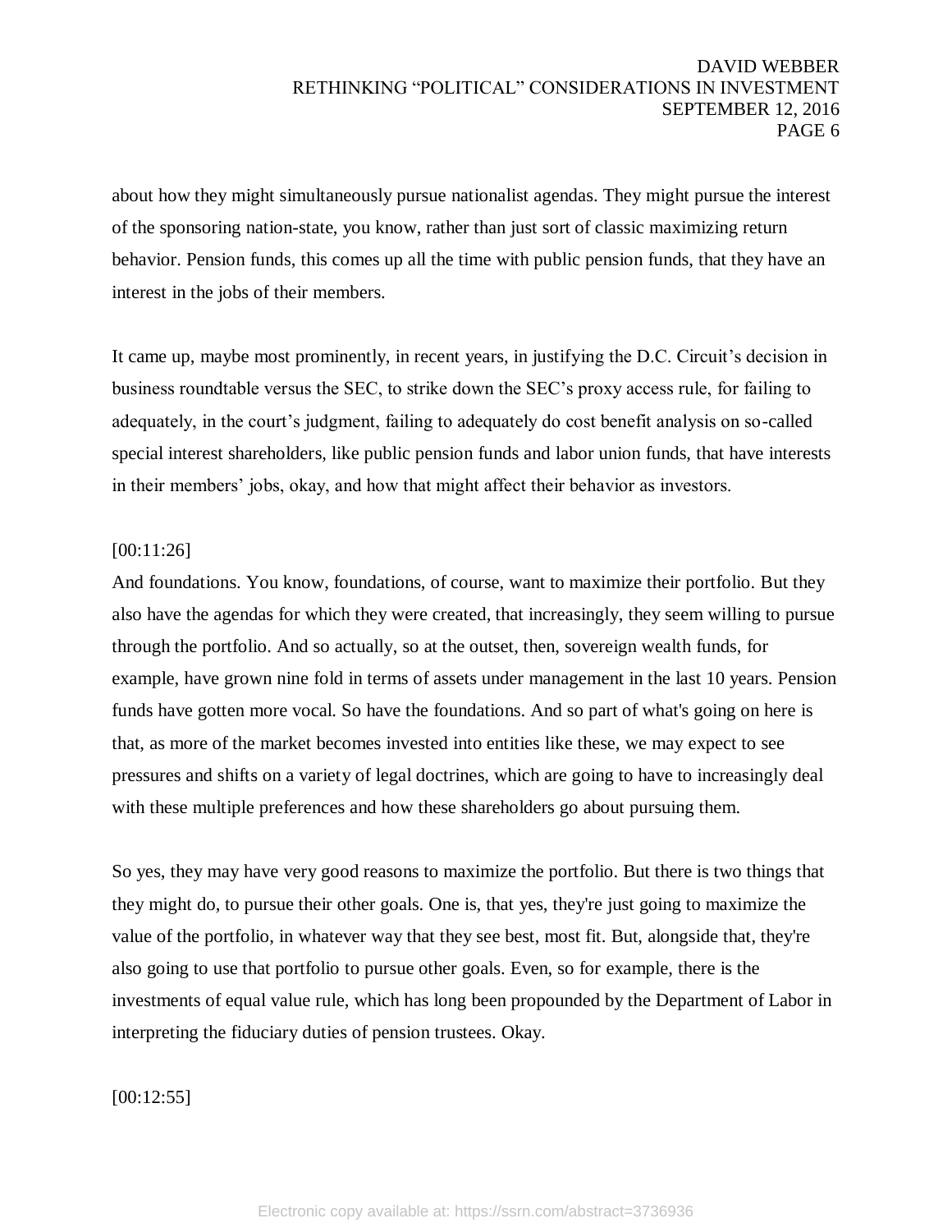about how they might simultaneously pursue nationalist agendas. They might pursue the interest of the sponsoring nation-state, you know, rather than just sort of classic maximizing return behavior. Pension funds, this comes up all the time with public pension funds, that they have an interest in the jobs of their members.

It came up, maybe most prominently, in recent years, in justifying the D.C. Circuit's decision in business roundtable versus the SEC, to strike down the SEC's proxy access rule, for failing to adequately, in the court's judgment, failing to adequately do cost benefit analysis on so-called special interest shareholders, like public pension funds and labor union funds, that have interests in their members' jobs, okay, and how that might affect their behavior as investors.

[00:11:26]

And foundations. You know, foundations, of course, want to maximize their portfolio. But they also have the agendas for which they were created, that increasingly, they seem willing to pursue through the portfolio. And so actually, so at the outset, then, sovereign wealth funds, for example, have grown nine fold in terms of assets under management in the last 10 years. Pension funds have gotten more vocal. So have the foundations. And so part of what's going on here is that, as more of the market becomes invested into entities like these, we may expect to see pressures and shifts on a variety of legal doctrines, which are going to have to increasingly deal with these multiple preferences and how these shareholders go about pursuing them.

So yes, they may have very good reasons to maximize the portfolio. But there is two things that they might do, to pursue their other goals. One is, that yes, they're just going to maximize the value of the portfolio, in whatever way that they see best, most fit. But, alongside that, they're also going to use that portfolio to pursue other goals. Even, so for example, there is the investments of equal value rule, which has long been propounded by the Department of Labor in interpreting the fiduciary duties of pension trustees. Okay.

[00:12:55]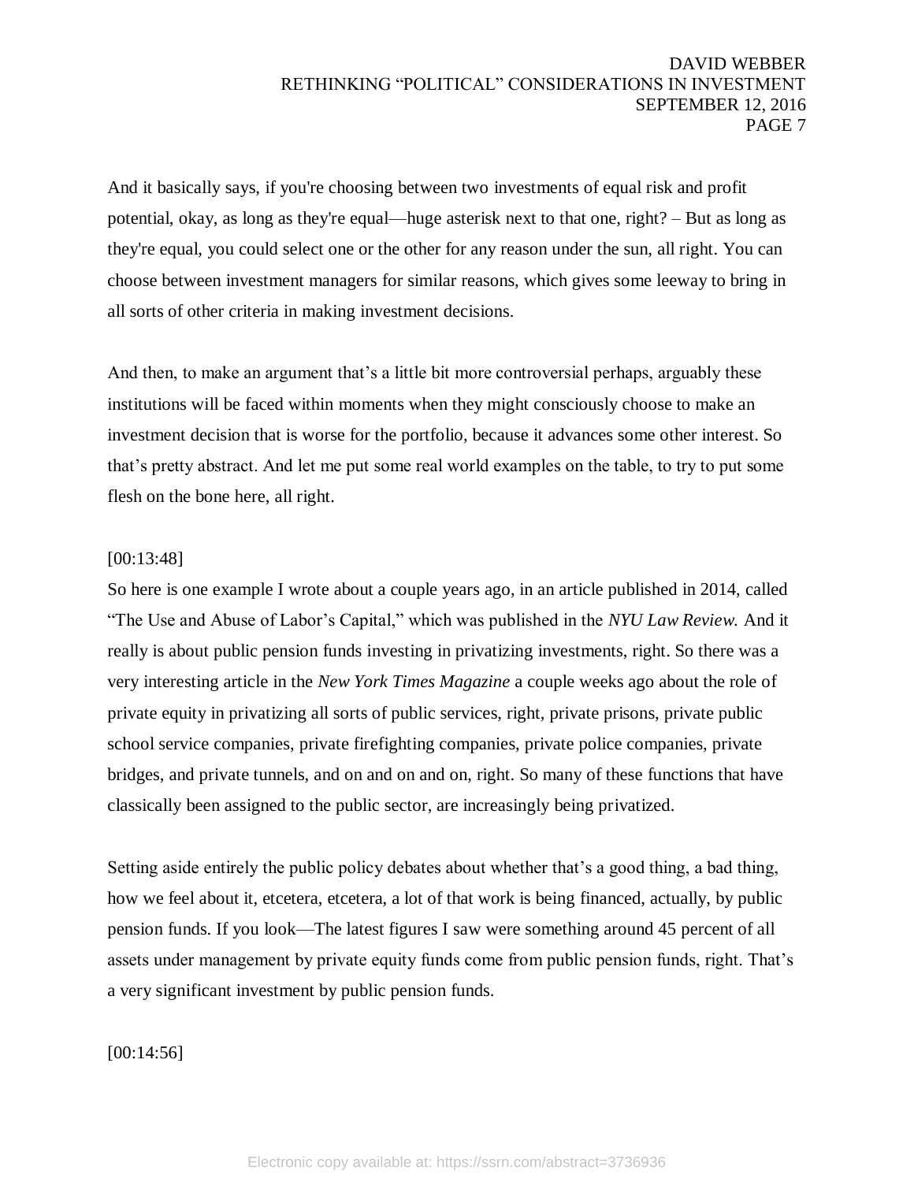And it basically says, if you're choosing between two investments of equal risk and profit potential, okay, as long as they're equal—huge asterisk next to that one, right? – But as long as they're equal, you could select one or the other for any reason under the sun, all right. You can choose between investment managers for similar reasons, which gives some leeway to bring in all sorts of other criteria in making investment decisions.

And then, to make an argument that's a little bit more controversial perhaps, arguably these institutions will be faced within moments when they might consciously choose to make an investment decision that is worse for the portfolio, because it advances some other interest. So that's pretty abstract. And let me put some real world examples on the table, to try to put some flesh on the bone here, all right.

[00:13:48]

So here is one example I wrote about a couple years ago, in an article published in 2014, called "The Use and Abuse of Labor's Capital," which was published in the *NYU Law Review.* And it really is about public pension funds investing in privatizing investments, right. So there was a very interesting article in the *New York Times Magazine* a couple weeks ago about the role of private equity in privatizing all sorts of public services, right, private prisons, private public school service companies, private firefighting companies, private police companies, private bridges, and private tunnels, and on and on and on, right. So many of these functions that have classically been assigned to the public sector, are increasingly being privatized.

Setting aside entirely the public policy debates about whether that's a good thing, a bad thing, how we feel about it, etcetera, etcetera, a lot of that work is being financed, actually, by public pension funds. If you look—The latest figures I saw were something around 45 percent of all assets under management by private equity funds come from public pension funds, right. That's a very significant investment by public pension funds.

[00:14:56]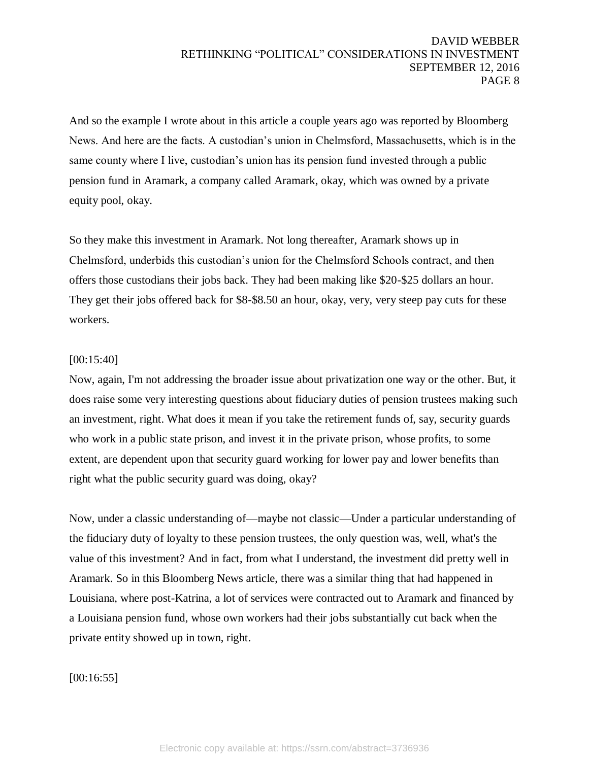And so the example I wrote about in this article a couple years ago was reported by Bloomberg News. And here are the facts. A custodian's union in Chelmsford, Massachusetts, which is in the same county where I live, custodian's union has its pension fund invested through a public pension fund in Aramark, a company called Aramark, okay, which was owned by a private equity pool, okay.

So they make this investment in Aramark. Not long thereafter, Aramark shows up in Chelmsford, underbids this custodian's union for the Chelmsford Schools contract, and then offers those custodians their jobs back. They had been making like $20-$25 dollars an hour. They get their jobs offered back for $8-$8.50 an hour, okay, very, very steep pay cuts for these workers.

[00:15:40]

Now, again, I'm not addressing the broader issue about privatization one way or the other. But, it does raise some very interesting questions about fiduciary duties of pension trustees making such an investment, right. What does it mean if you take the retirement funds of, say, security guards who work in a public state prison, and invest it in the private prison, whose profits, to some extent, are dependent upon that security guard working for lower pay and lower benefits than right what the public security guard was doing, okay?

Now, under a classic understanding of—maybe not classic—Under a particular understanding of the fiduciary duty of loyalty to these pension trustees, the only question was, well, what's the value of this investment? And in fact, from what I understand, the investment did pretty well in Aramark. So in this Bloomberg News article, there was a similar thing that had happened in Louisiana, where post-Katrina, a lot of services were contracted out to Aramark and financed by a Louisiana pension fund, whose own workers had their jobs substantially cut back when the private entity showed up in town, right.

[00:16:55]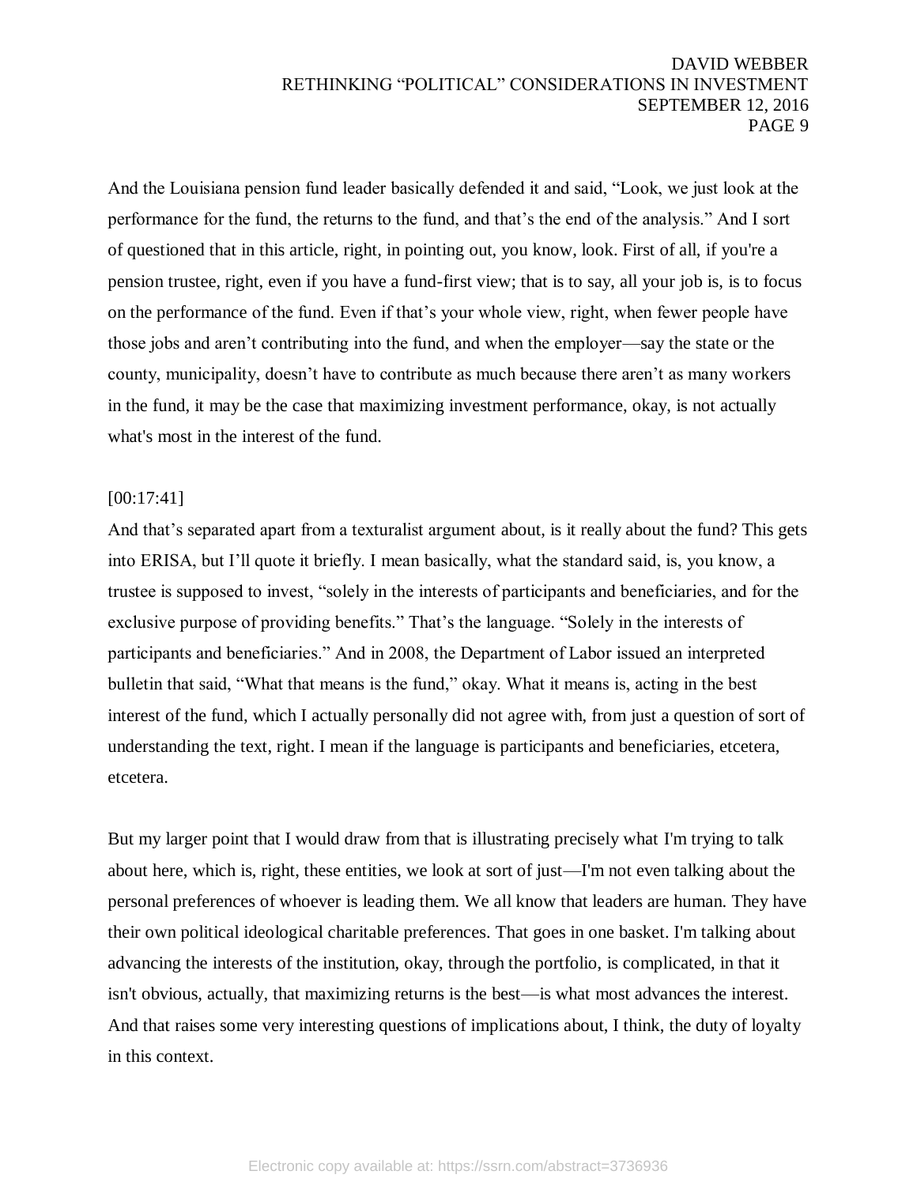And the Louisiana pension fund leader basically defended it and said, "Look, we just look at the performance for the fund, the returns to the fund, and that's the end of the analysis." And I sort of questioned that in this article, right, in pointing out, you know, look. First of all, if you're a pension trustee, right, even if you have a fund-first view; that is to say, all your job is, is to focus on the performance of the fund. Even if that's your whole view, right, when fewer people have those jobs and aren't contributing into the fund, and when the employer—say the state or the county, municipality, doesn't have to contribute as much because there aren't as many workers in the fund, it may be the case that maximizing investment performance, okay, is not actually what's most in the interest of the fund.

[00:17:41]

And that's separated apart from a texturalist argument about, is it really about the fund? This gets into ERISA, but I'll quote it briefly. I mean basically, what the standard said, is, you know, a trustee is supposed to invest, "solely in the interests of participants and beneficiaries, and for the exclusive purpose of providing benefits." That's the language. "Solely in the interests of participants and beneficiaries." And in 2008, the Department of Labor issued an interpreted bulletin that said, "What that means is the fund," okay. What it means is, acting in the best interest of the fund, which I actually personally did not agree with, from just a question of sort of understanding the text, right. I mean if the language is participants and beneficiaries, etcetera, etcetera.

But my larger point that I would draw from that is illustrating precisely what I'm trying to talk about here, which is, right, these entities, we look at sort of just—I'm not even talking about the personal preferences of whoever is leading them. We all know that leaders are human. They have their own political ideological charitable preferences. That goes in one basket. I'm talking about advancing the interests of the institution, okay, through the portfolio, is complicated, in that it isn't obvious, actually, that maximizing returns is the best—is what most advances the interest. And that raises some very interesting questions of implications about, I think, the duty of loyalty in this context.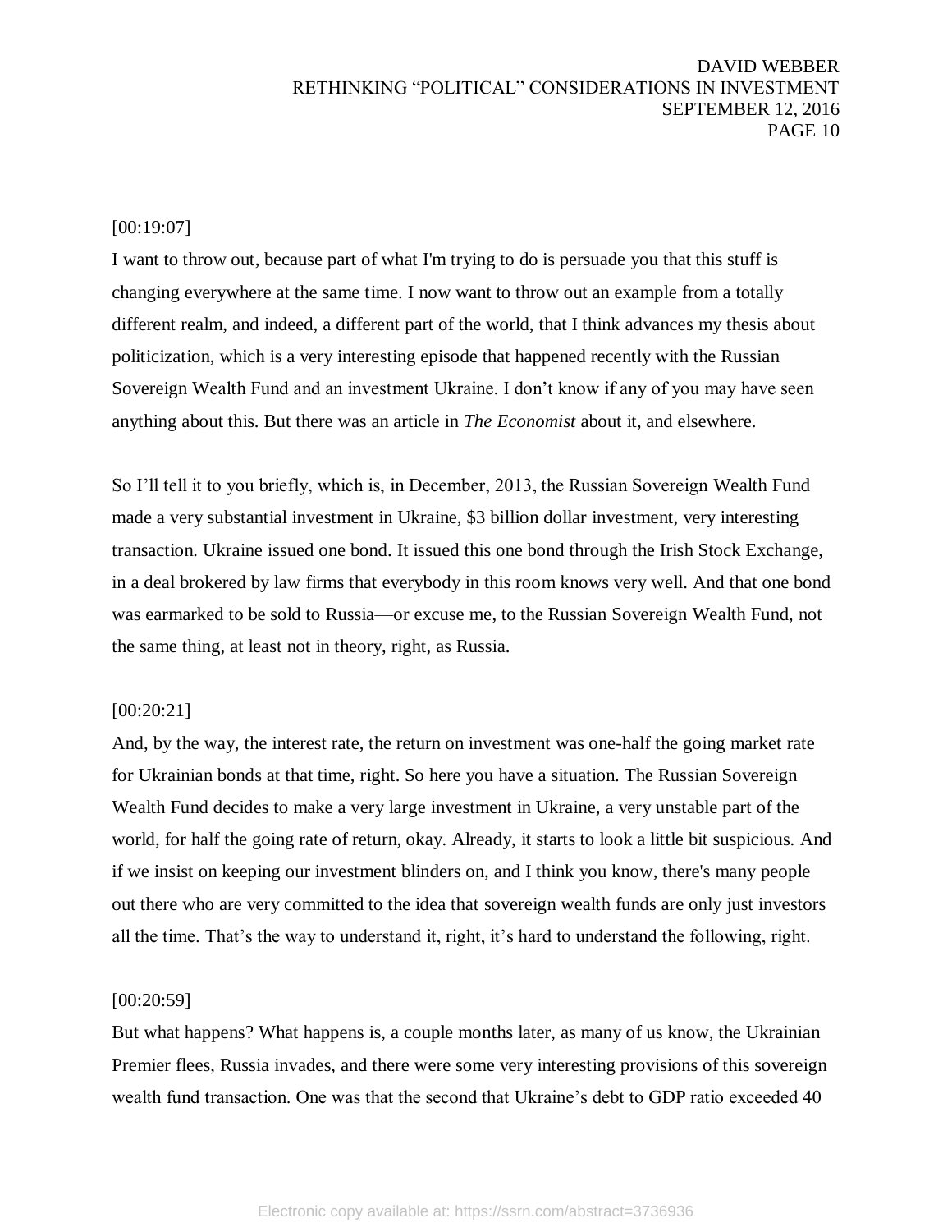[00:19:07]

I want to throw out, because part of what I'm trying to do is persuade you that this stuff is changing everywhere at the same time. I now want to throw out an example from a totally different realm, and indeed, a different part of the world, that I think advances my thesis about politicization, which is a very interesting episode that happened recently with the Russian Sovereign Wealth Fund and an investment Ukraine. I don't know if any of you may have seen anything about this. But there was an article in *The Economist* about it, and elsewhere.

So I'll tell it to you briefly, which is, in December, 2013, the Russian Sovereign Wealth Fund made a very substantial investment in Ukraine, $3 billion dollar investment, very interesting transaction. Ukraine issued one bond. It issued this one bond through the Irish Stock Exchange, in a deal brokered by law firms that everybody in this room knows very well. And that one bond was earmarked to be sold to Russia—or excuse me, to the Russian Sovereign Wealth Fund, not the same thing, at least not in theory, right, as Russia.

[00:20:21]

And, by the way, the interest rate, the return on investment was one-half the going market rate for Ukrainian bonds at that time, right. So here you have a situation. The Russian Sovereign Wealth Fund decides to make a very large investment in Ukraine, a very unstable part of the world, for half the going rate of return, okay. Already, it starts to look a little bit suspicious. And if we insist on keeping our investment blinders on, and I think you know, there's many people out there who are very committed to the idea that sovereign wealth funds are only just investors all the time. That's the way to understand it, right, it's hard to understand the following, right.

[00:20:59]

But what happens? What happens is, a couple months later, as many of us know, the Ukrainian Premier flees, Russia invades, and there were some very interesting provisions of this sovereign wealth fund transaction. One was that the second that Ukraine's debt to GDP ratio exceeded 40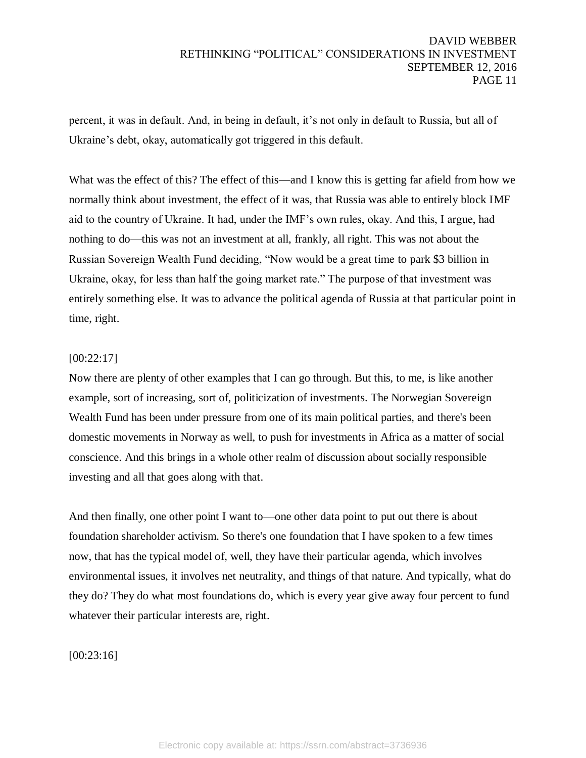percent, it was in default. And, in being in default, it's not only in default to Russia, but all of Ukraine's debt, okay, automatically got triggered in this default.

What was the effect of this? The effect of this—and I know this is getting far afield from how we normally think about investment, the effect of it was, that Russia was able to entirely block IMF aid to the country of Ukraine. It had, under the IMF's own rules, okay. And this, I argue, had nothing to do—this was not an investment at all, frankly, all right. This was not about the Russian Sovereign Wealth Fund deciding, "Now would be a great time to park $3 billion in Ukraine, okay, for less than half the going market rate." The purpose of that investment was entirely something else. It was to advance the political agenda of Russia at that particular point in time, right.

[00:22:17]

Now there are plenty of other examples that I can go through. But this, to me, is like another example, sort of increasing, sort of, politicization of investments. The Norwegian Sovereign Wealth Fund has been under pressure from one of its main political parties, and there's been domestic movements in Norway as well, to push for investments in Africa as a matter of social conscience. And this brings in a whole other realm of discussion about socially responsible investing and all that goes along with that.

And then finally, one other point I want to—one other data point to put out there is about foundation shareholder activism. So there's one foundation that I have spoken to a few times now, that has the typical model of, well, they have their particular agenda, which involves environmental issues, it involves net neutrality, and things of that nature. And typically, what do they do? They do what most foundations do, which is every year give away four percent to fund whatever their particular interests are, right.

[00:23:16]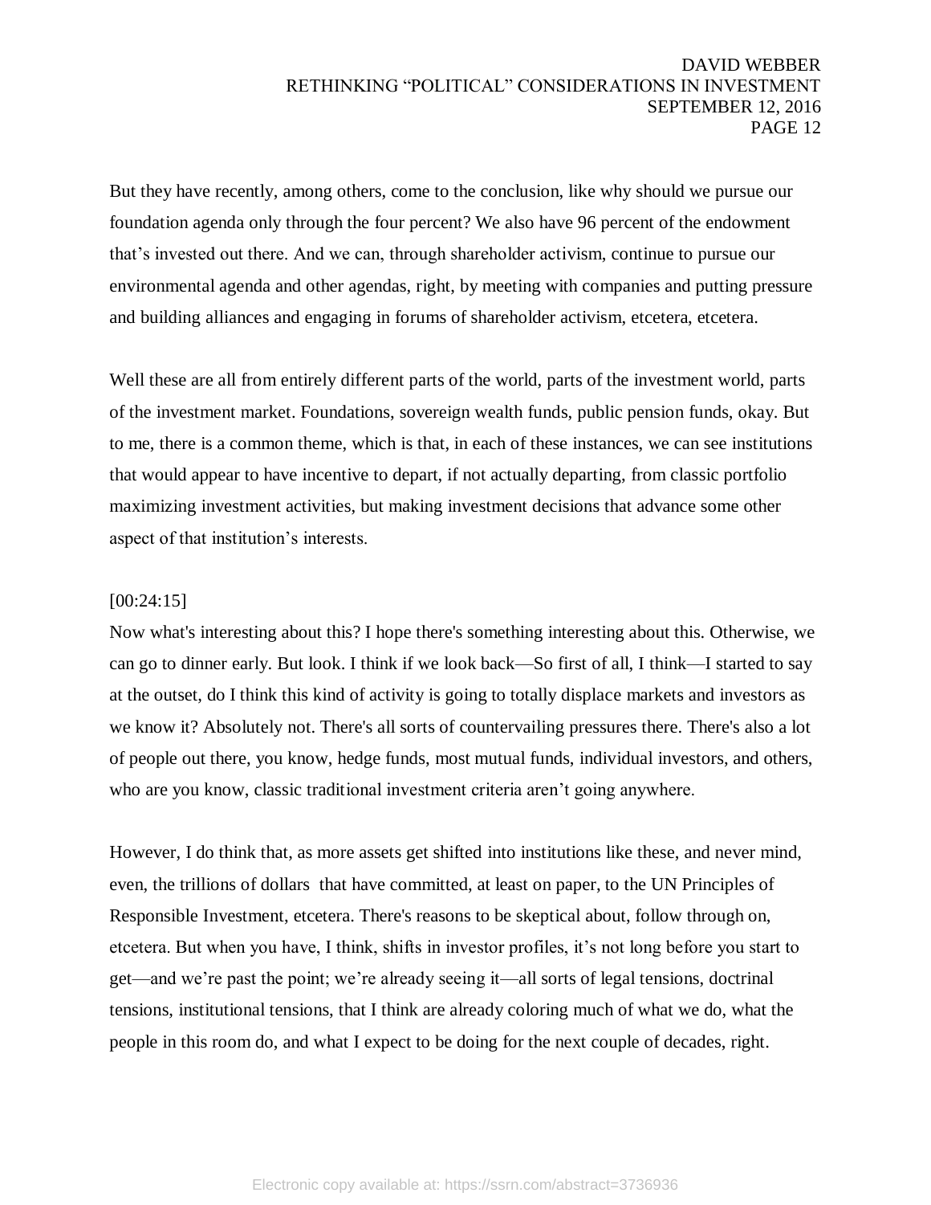But they have recently, among others, come to the conclusion, like why should we pursue our foundation agenda only through the four percent? We also have 96 percent of the endowment that's invested out there. And we can, through shareholder activism, continue to pursue our environmental agenda and other agendas, right, by meeting with companies and putting pressure and building alliances and engaging in forums of shareholder activism, etcetera, etcetera.

Well these are all from entirely different parts of the world, parts of the investment world, parts of the investment market. Foundations, sovereign wealth funds, public pension funds, okay. But to me, there is a common theme, which is that, in each of these instances, we can see institutions that would appear to have incentive to depart, if not actually departing, from classic portfolio maximizing investment activities, but making investment decisions that advance some other aspect of that institution's interests.

[00:24:15]

Now what's interesting about this? I hope there's something interesting about this. Otherwise, we can go to dinner early. But look. I think if we look back—So first of all, I think—I started to say at the outset, do I think this kind of activity is going to totally displace markets and investors as we know it? Absolutely not. There's all sorts of countervailing pressures there. There's also a lot of people out there, you know, hedge funds, most mutual funds, individual investors, and others, who are you know, classic traditional investment criteria aren't going anywhere.

However, I do think that, as more assets get shifted into institutions like these, and never mind, even, the trillions of dollars that have committed, at least on paper, to the UN Principles of Responsible Investment, etcetera. There's reasons to be skeptical about, follow through on, etcetera. But when you have, I think, shifts in investor profiles, it's not long before you start to get—and we're past the point; we're already seeing it—all sorts of legal tensions, doctrinal tensions, institutional tensions, that I think are already coloring much of what we do, what the people in this room do, and what I expect to be doing for the next couple of decades, right.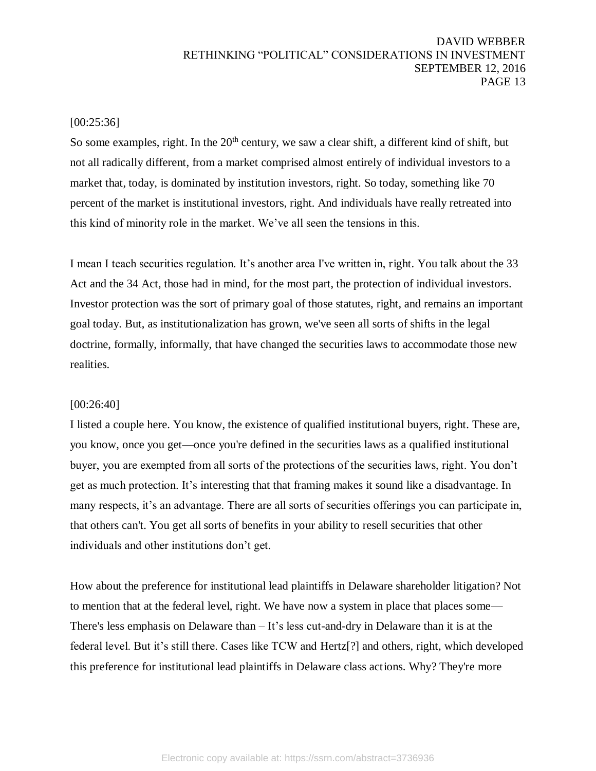[00:25:36]

So some examples, right. In the 20th century, we saw a clear shift, a different kind of shift, but not all radically different, from a market comprised almost entirely of individual investors to a market that, today, is dominated by institution investors, right. So today, something like 70 percent of the market is institutional investors, right. And individuals have really retreated into this kind of minority role in the market. We've all seen the tensions in this.

I mean I teach securities regulation. It's another area I've written in, right. You talk about the 33 Act and the 34 Act, those had in mind, for the most part, the protection of individual investors. Investor protection was the sort of primary goal of those statutes, right, and remains an important goal today. But, as institutionalization has grown, we've seen all sorts of shifts in the legal doctrine, formally, informally, that have changed the securities laws to accommodate those new realities.

[00:26:40]

I listed a couple here. You know, the existence of qualified institutional buyers, right. These are, you know, once you get—once you're defined in the securities laws as a qualified institutional buyer, you are exempted from all sorts of the protections of the securities laws, right. You don't get as much protection. It's interesting that that framing makes it sound like a disadvantage. In many respects, it's an advantage. There are all sorts of securities offerings you can participate in, that others can't. You get all sorts of benefits in your ability to resell securities that other individuals and other institutions don't get.

How about the preference for institutional lead plaintiffs in Delaware shareholder litigation? Not to mention that at the federal level, right. We have now a system in place that places some— There's less emphasis on Delaware than – It's less cut-and-dry in Delaware than it is at the federal level. But it's still there. Cases like TCW and Hertz[?] and others, right, which developed this preference for institutional lead plaintiffs in Delaware class actions. Why? They're more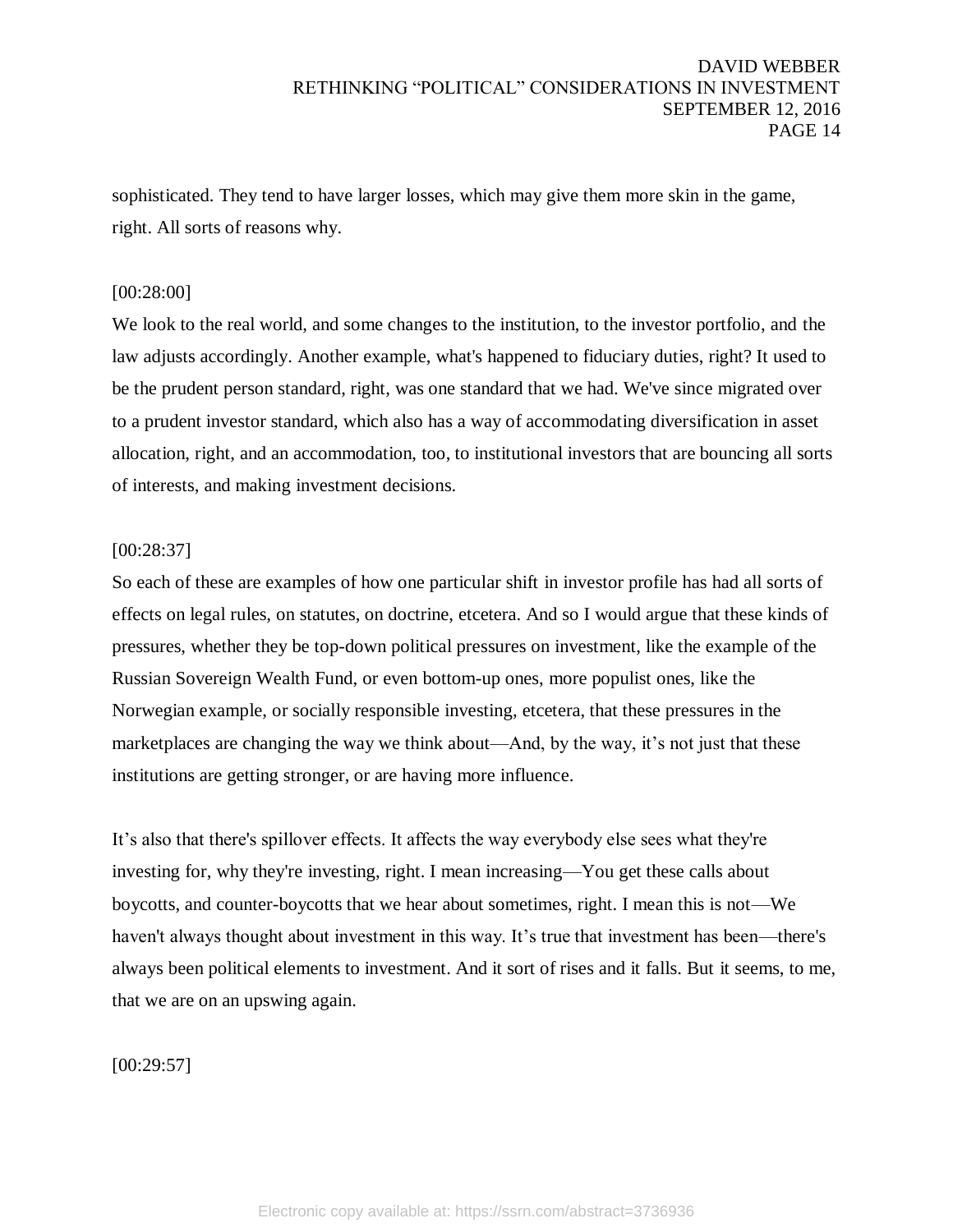sophisticated. They tend to have larger losses, which may give them more skin in the game, right. All sorts of reasons why.

[00:28:00]

We look to the real world, and some changes to the institution, to the investor portfolio, and the law adjusts accordingly. Another example, what's happened to fiduciary duties, right? It used to be the prudent person standard, right, was one standard that we had. We've since migrated over to a prudent investor standard, which also has a way of accommodating diversification in asset allocation, right, and an accommodation, too, to institutional investors that are bouncing all sorts of interests, and making investment decisions.

[00:28:37]

So each of these are examples of how one particular shift in investor profile has had all sorts of effects on legal rules, on statutes, on doctrine, etcetera. And so I would argue that these kinds of pressures, whether they be top-down political pressures on investment, like the example of the Russian Sovereign Wealth Fund, or even bottom-up ones, more populist ones, like the Norwegian example, or socially responsible investing, etcetera, that these pressures in the marketplaces are changing the way we think about—And, by the way, it's not just that these institutions are getting stronger, or are having more influence.

It's also that there's spillover effects. It affects the way everybody else sees what they're investing for, why they're investing, right. I mean increasing—You get these calls about boycotts, and counter-boycotts that we hear about sometimes, right. I mean this is not—We haven't always thought about investment in this way. It's true that investment has been—there's always been political elements to investment. And it sort of rises and it falls. But it seems, to me, that we are on an upswing again.

[00:29:57]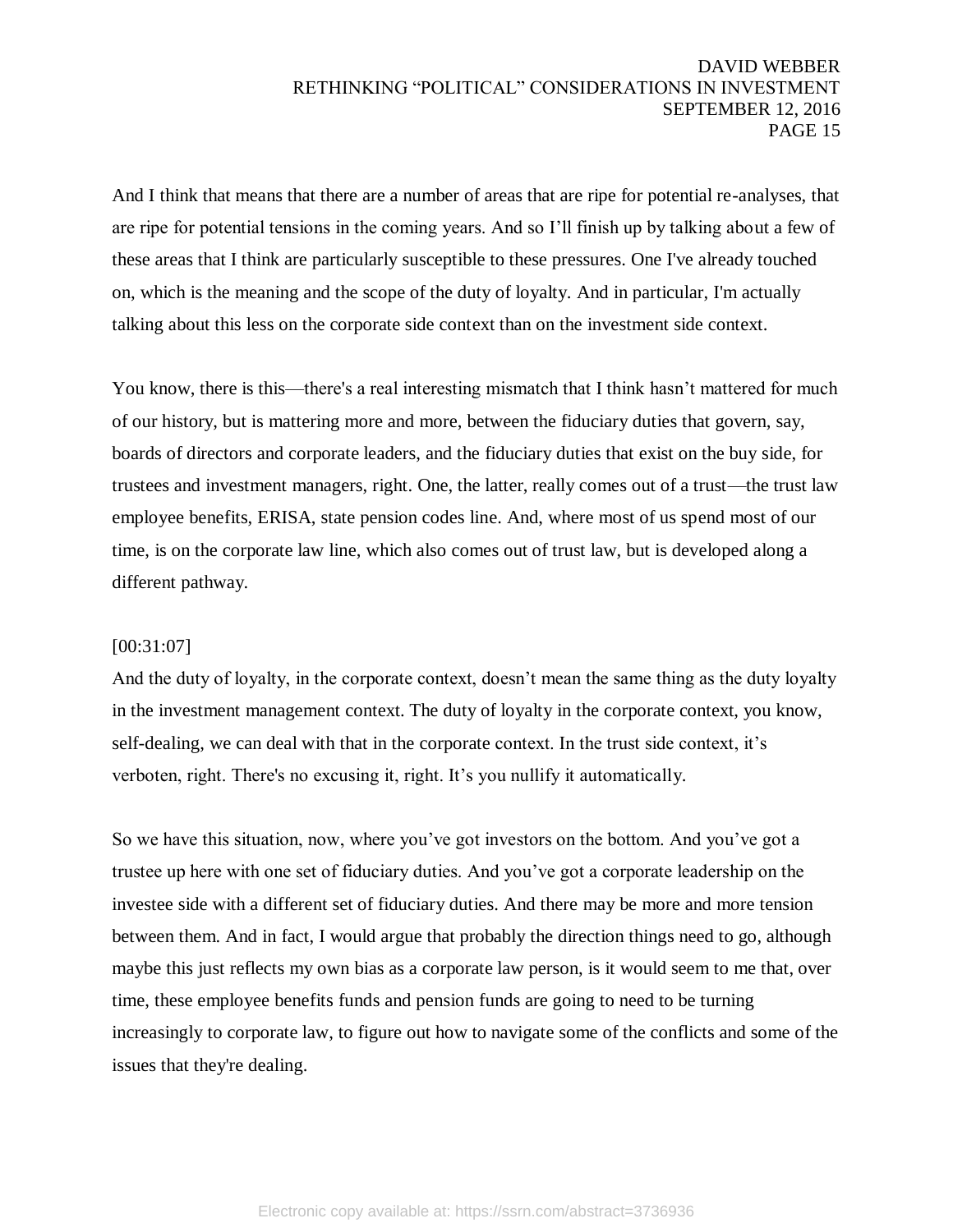And I think that means that there are a number of areas that are ripe for potential re-analyses, that are ripe for potential tensions in the coming years. And so I'll finish up by talking about a few of these areas that I think are particularly susceptible to these pressures. One I've already touched on, which is the meaning and the scope of the duty of loyalty. And in particular, I'm actually talking about this less on the corporate side context than on the investment side context.

You know, there is this—there's a real interesting mismatch that I think hasn't mattered for much of our history, but is mattering more and more, between the fiduciary duties that govern, say, boards of directors and corporate leaders, and the fiduciary duties that exist on the buy side, for trustees and investment managers, right. One, the latter, really comes out of a trust—the trust law employee benefits, ERISA, state pension codes line. And, where most of us spend most of our time, is on the corporate law line, which also comes out of trust law, but is developed along a different pathway.

[00:31:07]
And the duty of loyalty, in the corporate context, doesn't mean the same thing as the duty loyalty in the investment management context. The duty of loyalty in the corporate context, you know, self-dealing, we can deal with that in the corporate context. In the trust side context, it's verboten, right. There's no excusing it, right. It's you nullify it automatically.

So we have this situation, now, where you've got investors on the bottom. And you've got a trustee up here with one set of fiduciary duties. And you've got a corporate leadership on the investee side with a different set of fiduciary duties. And there may be more and more tension between them. And in fact, I would argue that probably the direction things need to go, although maybe this just reflects my own bias as a corporate law person, is it would seem to me that, over time, these employee benefits funds and pension funds are going to need to be turning increasingly to corporate law, to figure out how to navigate some of the conflicts and some of the issues that they're dealing.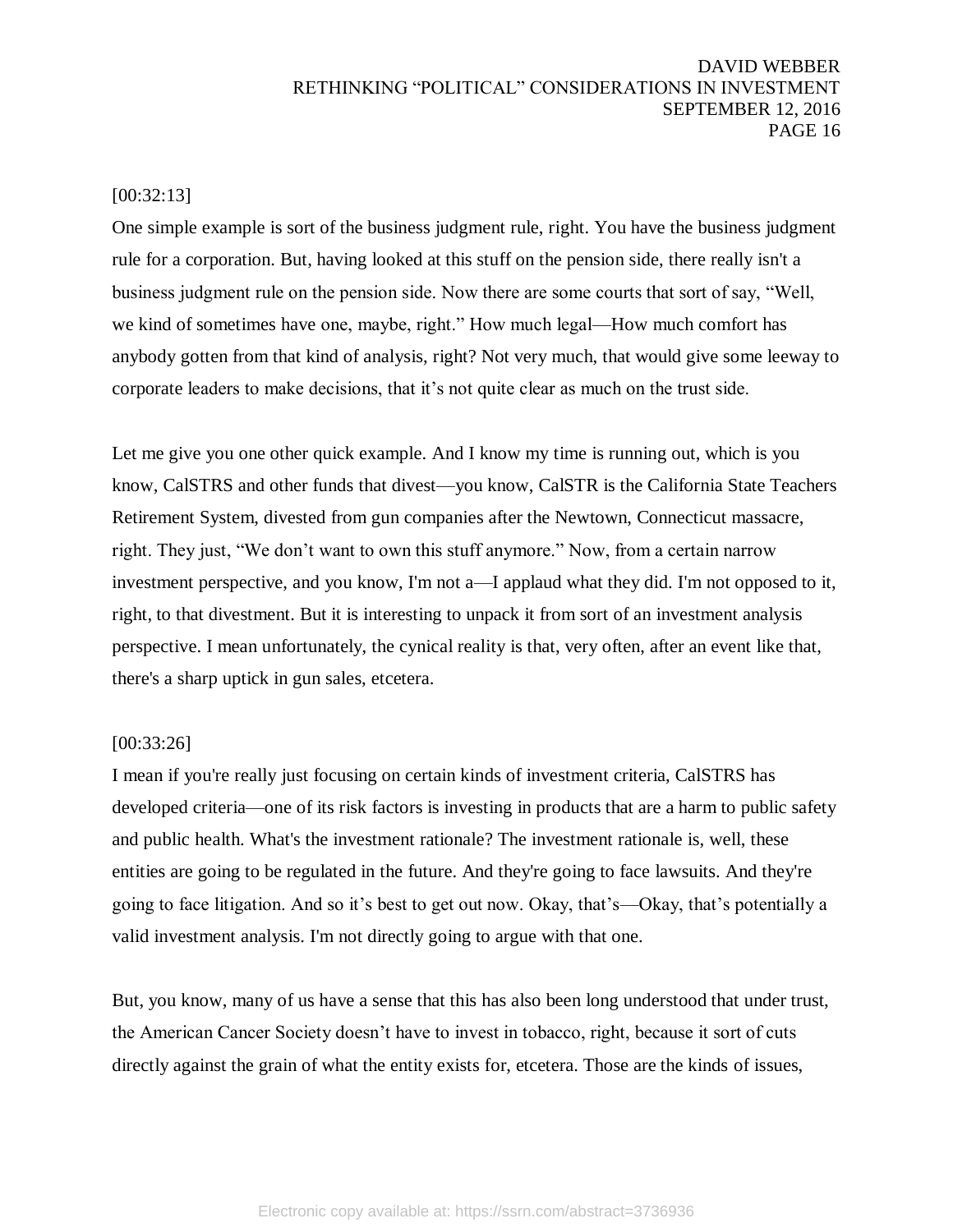[00:32:13]

One simple example is sort of the business judgment rule, right. You have the business judgment rule for a corporation. But, having looked at this stuff on the pension side, there really isn't a business judgment rule on the pension side. Now there are some courts that sort of say, "Well, we kind of sometimes have one, maybe, right." How much legal—How much comfort has anybody gotten from that kind of analysis, right? Not very much, that would give some leeway to corporate leaders to make decisions, that it's not quite clear as much on the trust side.

Let me give you one other quick example. And I know my time is running out, which is you know, CalSTRS and other funds that divest—you know, CalSTR is the California State Teachers Retirement System, divested from gun companies after the Newtown, Connecticut massacre, right. They just, "We don't want to own this stuff anymore." Now, from a certain narrow investment perspective, and you know, I'm not a—I applaud what they did. I'm not opposed to it, right, to that divestment. But it is interesting to unpack it from sort of an investment analysis perspective. I mean unfortunately, the cynical reality is that, very often, after an event like that, there's a sharp uptick in gun sales, etcetera.

[00:33:26]

I mean if you're really just focusing on certain kinds of investment criteria, CalSTRS has developed criteria—one of its risk factors is investing in products that are a harm to public safety and public health. What's the investment rationale? The investment rationale is, well, these entities are going to be regulated in the future. And they're going to face lawsuits. And they're going to face litigation. And so it's best to get out now. Okay, that's—Okay, that's potentially a valid investment analysis. I'm not directly going to argue with that one.

But, you know, many of us have a sense that this has also been long understood that under trust, the American Cancer Society doesn't have to invest in tobacco, right, because it sort of cuts directly against the grain of what the entity exists for, etcetera. Those are the kinds of issues,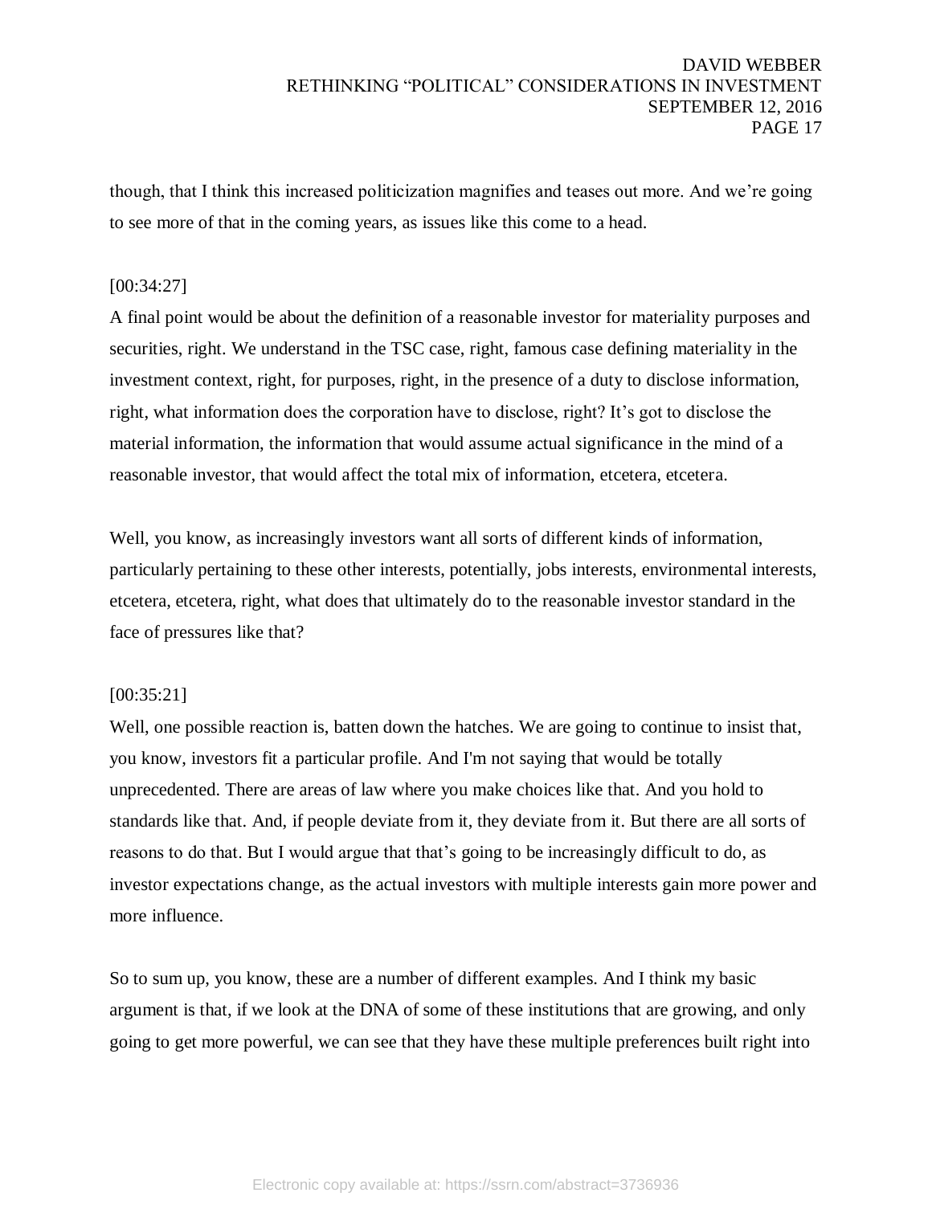though, that I think this increased politicization magnifies and teases out more. And we're going to see more of that in the coming years, as issues like this come to a head.

[00:34:27]
A final point would be about the definition of a reasonable investor for materiality purposes and securities, right. We understand in the TSC case, right, famous case defining materiality in the investment context, right, for purposes, right, in the presence of a duty to disclose information, right, what information does the corporation have to disclose, right? It's got to disclose the material information, the information that would assume actual significance in the mind of a reasonable investor, that would affect the total mix of information, etcetera, etcetera.

Well, you know, as increasingly investors want all sorts of different kinds of information, particularly pertaining to these other interests, potentially, jobs interests, environmental interests, etcetera, etcetera, right, what does that ultimately do to the reasonable investor standard in the face of pressures like that?

[00:35:21]
Well, one possible reaction is, batten down the hatches. We are going to continue to insist that, you know, investors fit a particular profile. And I'm not saying that would be totally unprecedented. There are areas of law where you make choices like that. And you hold to standards like that. And, if people deviate from it, they deviate from it. But there are all sorts of reasons to do that. But I would argue that that's going to be increasingly difficult to do, as investor expectations change, as the actual investors with multiple interests gain more power and more influence.

So to sum up, you know, these are a number of different examples. And I think my basic argument is that, if we look at the DNA of some of these institutions that are growing, and only going to get more powerful, we can see that they have these multiple preferences built right into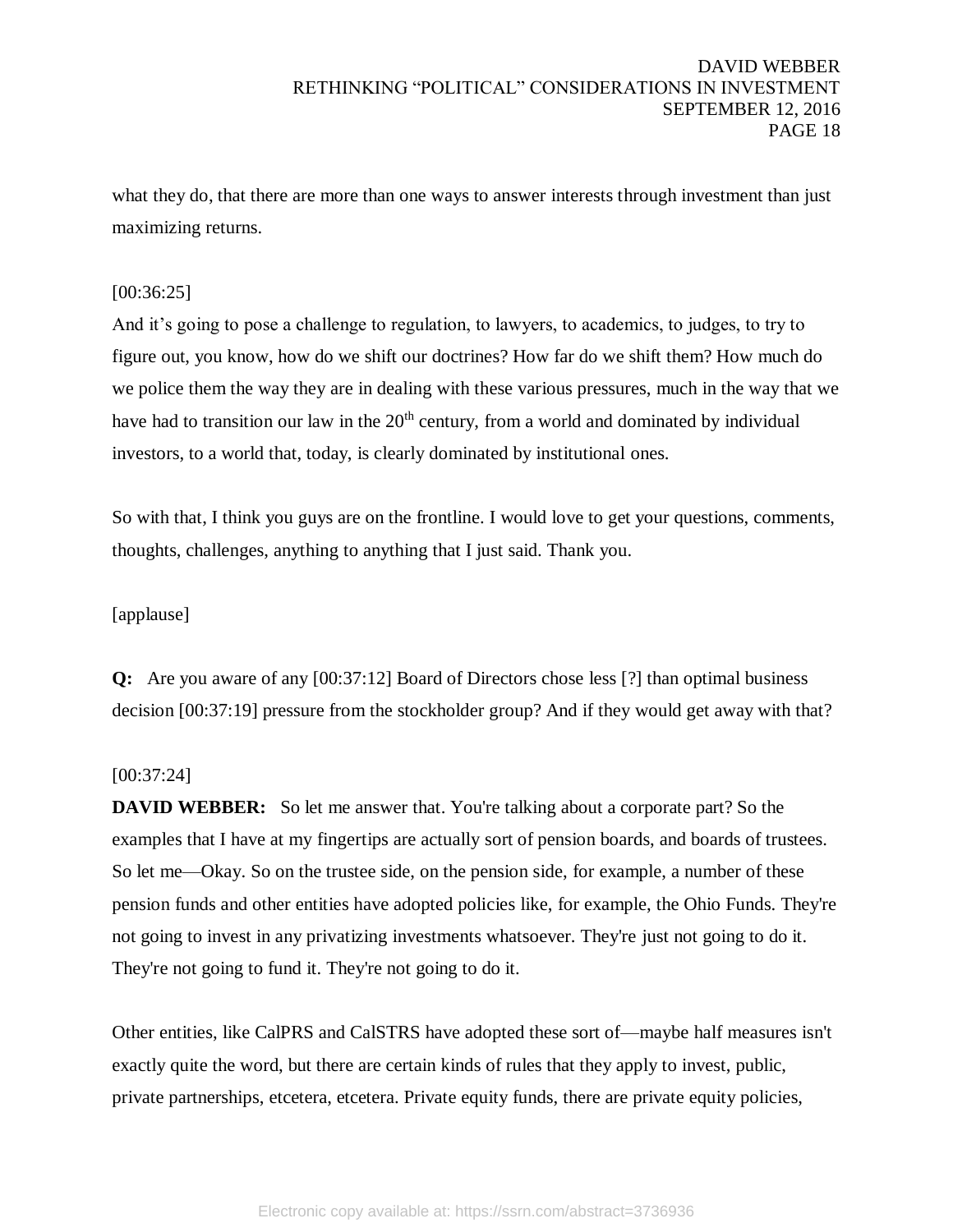what they do, that there are more than one ways to answer interests through investment than just maximizing returns.

[00:36:25]
And it's going to pose a challenge to regulation, to lawyers, to academics, to judges, to try to figure out, you know, how do we shift our doctrines? How far do we shift them? How much do we police them the way they are in dealing with these various pressures, much in the way that we have had to transition our law in the 20th century, from a world and dominated by individual investors, to a world that, today, is clearly dominated by institutional ones.

So with that, I think you guys are on the frontline. I would love to get your questions, comments, thoughts, challenges, anything to anything that I just said. Thank you.

[applause]

**Q:** Are you aware of any [00:37:12] Board of Directors chose less [?] than optimal business decision [00:37:19] pressure from the stockholder group? And if they would get away with that?

[00:37:24]
**DAVID WEBBER:** So let me answer that. You're talking about a corporate part? So the examples that I have at my fingertips are actually sort of pension boards, and boards of trustees. So let me—Okay. So on the trustee side, on the pension side, for example, a number of these pension funds and other entities have adopted policies like, for example, the Ohio Funds. They're not going to invest in any privatizing investments whatsoever. They're just not going to do it. They're not going to fund it. They're not going to do it.

Other entities, like CalPRS and CalSTRS have adopted these sort of—maybe half measures isn't exactly quite the word, but there are certain kinds of rules that they apply to invest, public, private partnerships, etcetera, etcetera. Private equity funds, there are private equity policies,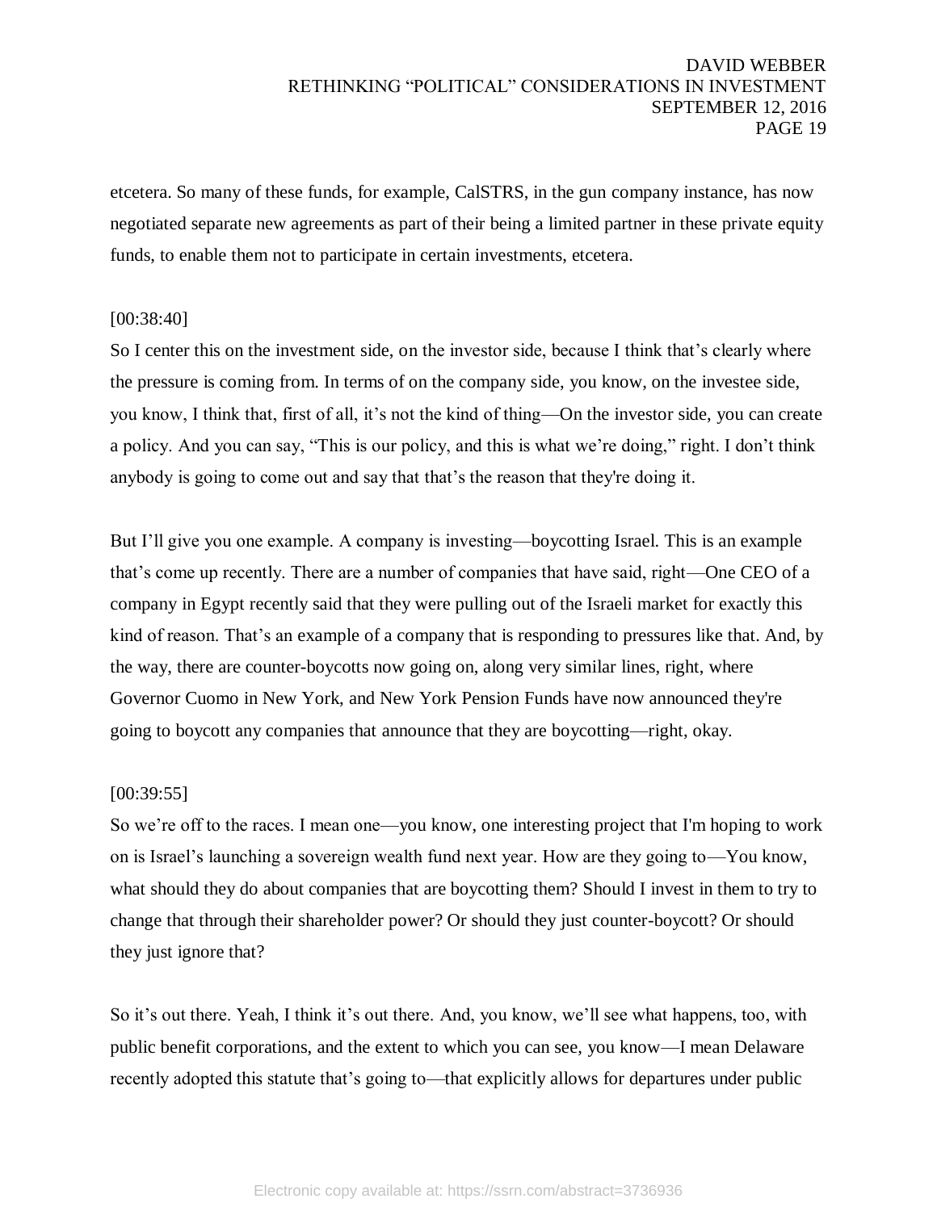etcetera. So many of these funds, for example, CalSTRS, in the gun company instance, has now negotiated separate new agreements as part of their being a limited partner in these private equity funds, to enable them not to participate in certain investments, etcetera.

[00:38:40]

So I center this on the investment side, on the investor side, because I think that's clearly where the pressure is coming from. In terms of on the company side, you know, on the investee side, you know, I think that, first of all, it's not the kind of thing—On the investor side, you can create a policy. And you can say, "This is our policy, and this is what we're doing," right. I don't think anybody is going to come out and say that that's the reason that they're doing it.

But I'll give you one example. A company is investing—boycotting Israel. This is an example that's come up recently. There are a number of companies that have said, right—One CEO of a company in Egypt recently said that they were pulling out of the Israeli market for exactly this kind of reason. That's an example of a company that is responding to pressures like that. And, by the way, there are counter-boycotts now going on, along very similar lines, right, where Governor Cuomo in New York, and New York Pension Funds have now announced they're going to boycott any companies that announce that they are boycotting—right, okay.

[00:39:55]

So we're off to the races. I mean one—you know, one interesting project that I'm hoping to work on is Israel's launching a sovereign wealth fund next year. How are they going to—You know, what should they do about companies that are boycotting them? Should I invest in them to try to change that through their shareholder power? Or should they just counter-boycott? Or should they just ignore that?

So it's out there. Yeah, I think it's out there. And, you know, we'll see what happens, too, with public benefit corporations, and the extent to which you can see, you know—I mean Delaware recently adopted this statute that's going to—that explicitly allows for departures under public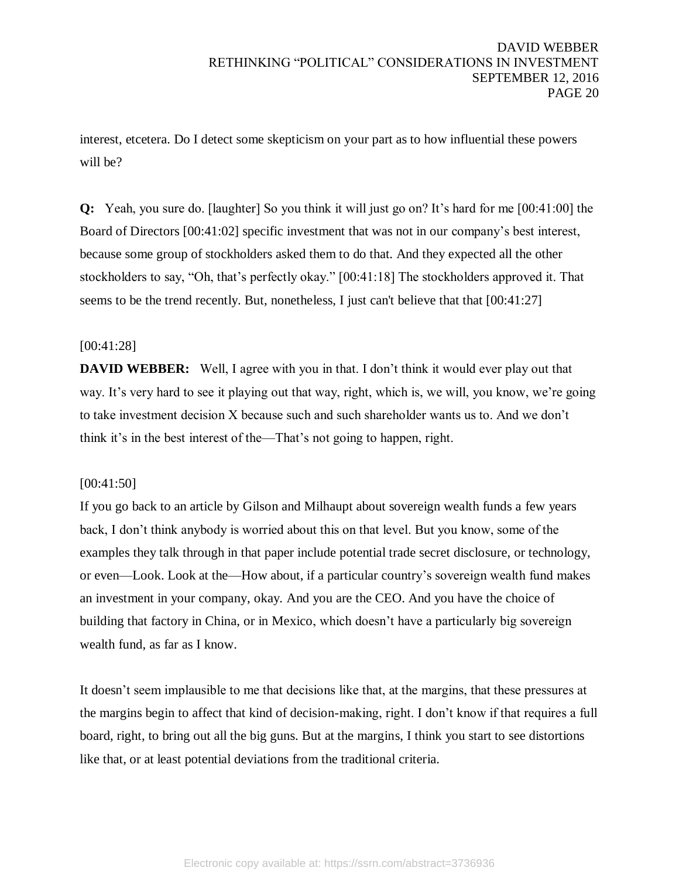interest, etcetera. Do I detect some skepticism on your part as to how influential these powers will be?

**Q:** Yeah, you sure do. [laughter] So you think it will just go on? It's hard for me [00:41:00] the Board of Directors [00:41:02] specific investment that was not in our company's best interest, because some group of stockholders asked them to do that. And they expected all the other stockholders to say, "Oh, that's perfectly okay." [00:41:18] The stockholders approved it. That seems to be the trend recently. But, nonetheless, I just can't believe that that [00:41:27]

[00:41:28]

**DAVID WEBBER:** Well, I agree with you in that. I don't think it would ever play out that way. It's very hard to see it playing out that way, right, which is, we will, you know, we're going to take investment decision X because such and such shareholder wants us to. And we don't think it's in the best interest of the—That's not going to happen, right.

[00:41:50]

If you go back to an article by Gilson and Milhaupt about sovereign wealth funds a few years back, I don't think anybody is worried about this on that level. But you know, some of the examples they talk through in that paper include potential trade secret disclosure, or technology, or even—Look. Look at the—How about, if a particular country's sovereign wealth fund makes an investment in your company, okay. And you are the CEO. And you have the choice of building that factory in China, or in Mexico, which doesn't have a particularly big sovereign wealth fund, as far as I know.

It doesn't seem implausible to me that decisions like that, at the margins, that these pressures at the margins begin to affect that kind of decision-making, right. I don't know if that requires a full board, right, to bring out all the big guns. But at the margins, I think you start to see distortions like that, or at least potential deviations from the traditional criteria.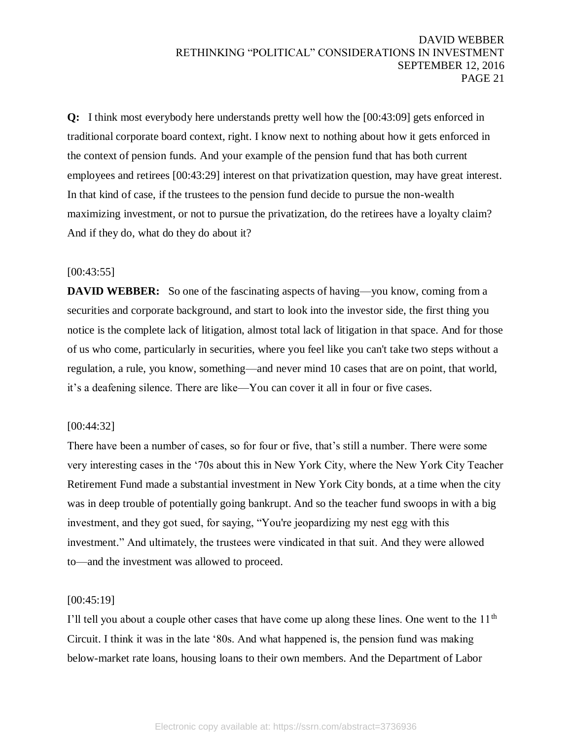**Q:** I think most everybody here understands pretty well how the [00:43:09] gets enforced in traditional corporate board context, right. I know next to nothing about how it gets enforced in the context of pension funds. And your example of the pension fund that has both current employees and retirees [00:43:29] interest on that privatization question, may have great interest. In that kind of case, if the trustees to the pension fund decide to pursue the non-wealth maximizing investment, or not to pursue the privatization, do the retirees have a loyalty claim? And if they do, what do they do about it?

[00:43:55]

**DAVID WEBBER:** So one of the fascinating aspects of having—you know, coming from a securities and corporate background, and start to look into the investor side, the first thing you notice is the complete lack of litigation, almost total lack of litigation in that space. And for those of us who come, particularly in securities, where you feel like you can't take two steps without a regulation, a rule, you know, something—and never mind 10 cases that are on point, that world, it's a deafening silence. There are like—You can cover it all in four or five cases.

[00:44:32]

There have been a number of cases, so for four or five, that's still a number. There were some very interesting cases in the '70s about this in New York City, where the New York City Teacher Retirement Fund made a substantial investment in New York City bonds, at a time when the city was in deep trouble of potentially going bankrupt. And so the teacher fund swoops in with a big investment, and they got sued, for saying, "You're jeopardizing my nest egg with this investment." And ultimately, the trustees were vindicated in that suit. And they were allowed to—and the investment was allowed to proceed.

[00:45:19]

I'll tell you about a couple other cases that have come up along these lines. One went to the 11th Circuit. I think it was in the late '80s. And what happened is, the pension fund was making below-market rate loans, housing loans to their own members. And the Department of Labor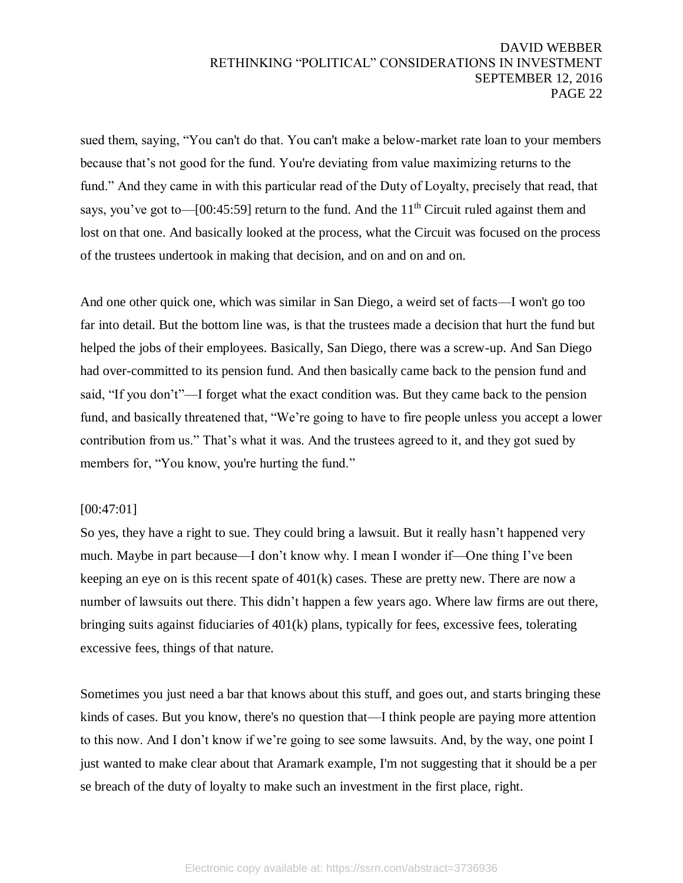sued them, saying, "You can't do that. You can't make a below-market rate loan to your members because that's not good for the fund. You're deviating from value maximizing returns to the fund." And they came in with this particular read of the Duty of Loyalty, precisely that read, that says, you've got to—[00:45:59] return to the fund. And the 11th Circuit ruled against them and lost on that one. And basically looked at the process, what the Circuit was focused on the process of the trustees undertook in making that decision, and on and on and on.

And one other quick one, which was similar in San Diego, a weird set of facts—I won't go too far into detail. But the bottom line was, is that the trustees made a decision that hurt the fund but helped the jobs of their employees. Basically, San Diego, there was a screw-up. And San Diego had over-committed to its pension fund. And then basically came back to the pension fund and said, "If you don't"—I forget what the exact condition was. But they came back to the pension fund, and basically threatened that, "We're going to have to fire people unless you accept a lower contribution from us." That's what it was. And the trustees agreed to it, and they got sued by members for, "You know, you're hurting the fund."

[00:47:01]

So yes, they have a right to sue. They could bring a lawsuit. But it really hasn't happened very much. Maybe in part because—I don't know why. I mean I wonder if—One thing I've been keeping an eye on is this recent spate of 401(k) cases. These are pretty new. There are now a number of lawsuits out there. This didn't happen a few years ago. Where law firms are out there, bringing suits against fiduciaries of 401(k) plans, typically for fees, excessive fees, tolerating excessive fees, things of that nature.

Sometimes you just need a bar that knows about this stuff, and goes out, and starts bringing these kinds of cases. But you know, there's no question that—I think people are paying more attention to this now. And I don't know if we're going to see some lawsuits. And, by the way, one point I just wanted to make clear about that Aramark example, I'm not suggesting that it should be a per se breach of the duty of loyalty to make such an investment in the first place, right.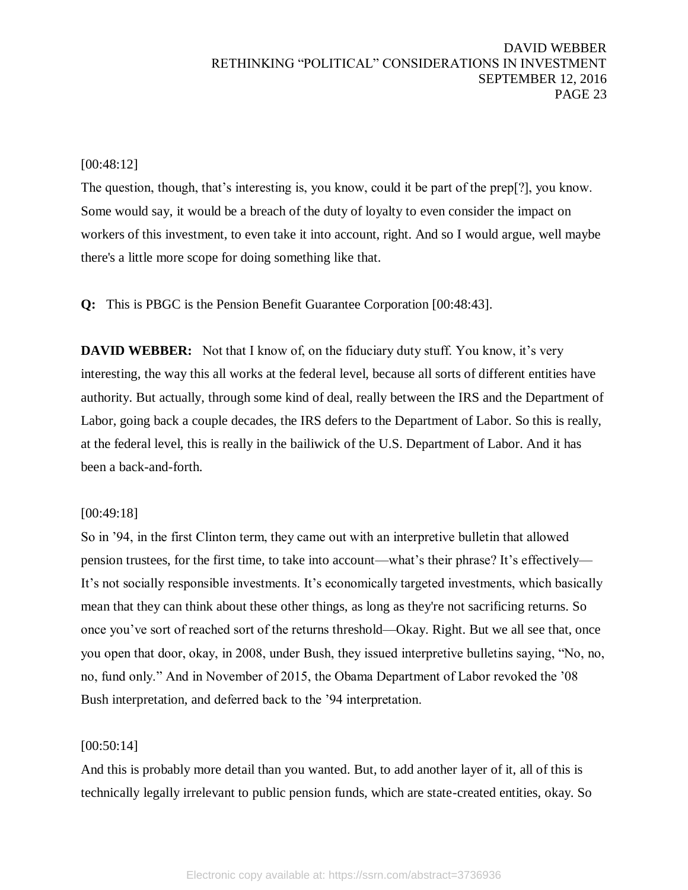[00:48:12]

The question, though, that's interesting is, you know, could it be part of the prep[?], you know. Some would say, it would be a breach of the duty of loyalty to even consider the impact on workers of this investment, to even take it into account, right. And so I would argue, well maybe there's a little more scope for doing something like that.

**Q:** This is PBGC is the Pension Benefit Guarantee Corporation [00:48:43].

**DAVID WEBBER:** Not that I know of, on the fiduciary duty stuff. You know, it's very interesting, the way this all works at the federal level, because all sorts of different entities have authority. But actually, through some kind of deal, really between the IRS and the Department of Labor, going back a couple decades, the IRS defers to the Department of Labor. So this is really, at the federal level, this is really in the bailiwick of the U.S. Department of Labor. And it has been a back-and-forth.

[00:49:18]

So in '94, in the first Clinton term, they came out with an interpretive bulletin that allowed pension trustees, for the first time, to take into account—what's their phrase? It's effectively—It's not socially responsible investments. It's economically targeted investments, which basically mean that they can think about these other things, as long as they're not sacrificing returns. So once you've sort of reached sort of the returns threshold—Okay. Right. But we all see that, once you open that door, okay, in 2008, under Bush, they issued interpretive bulletins saying, "No, no, no, fund only." And in November of 2015, the Obama Department of Labor revoked the '08 Bush interpretation, and deferred back to the '94 interpretation.

[00:50:14]

And this is probably more detail than you wanted. But, to add another layer of it, all of this is technically legally irrelevant to public pension funds, which are state-created entities, okay. So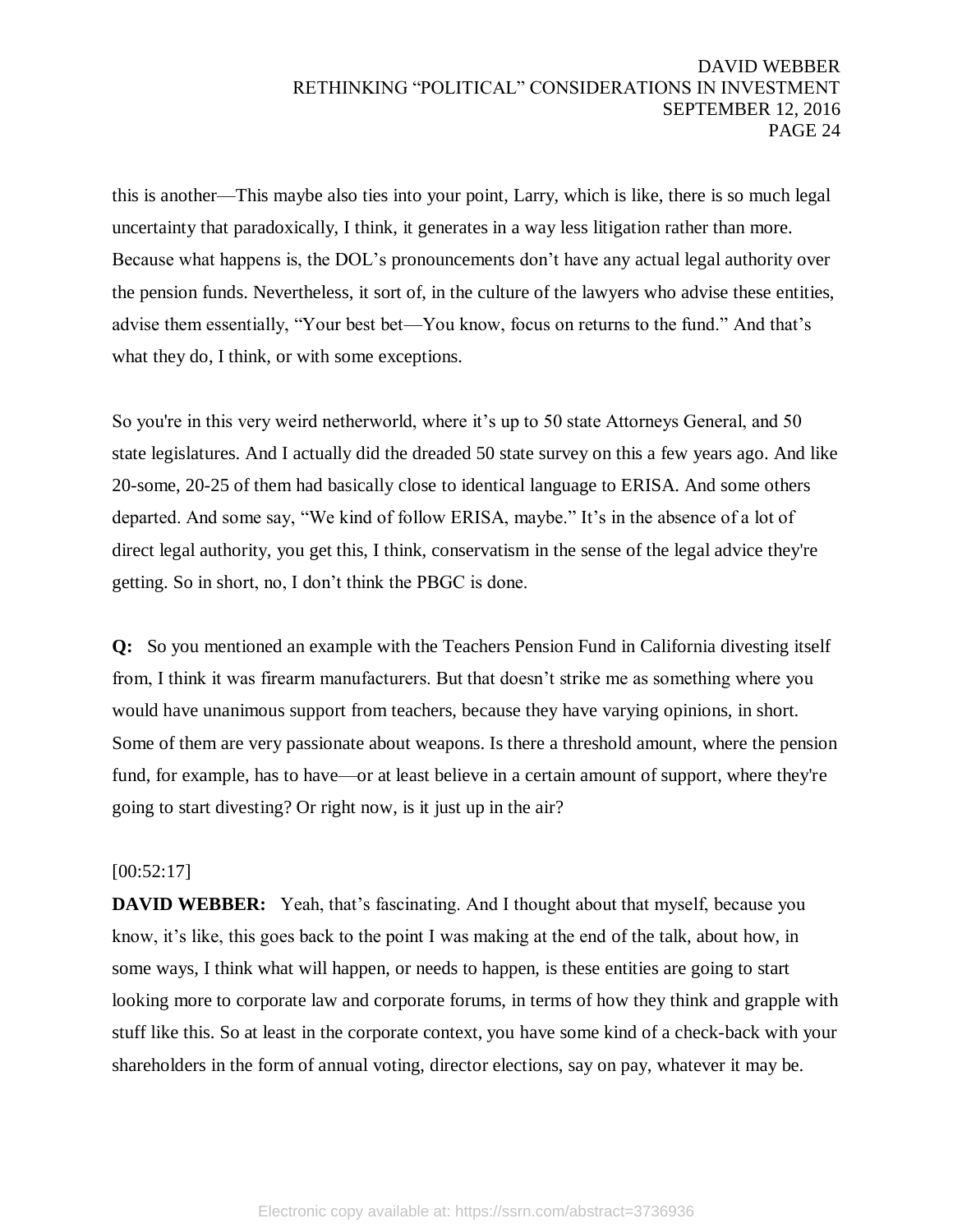this is another—This maybe also ties into your point, Larry, which is like, there is so much legal uncertainty that paradoxically, I think, it generates in a way less litigation rather than more. Because what happens is, the DOL's pronouncements don't have any actual legal authority over the pension funds. Nevertheless, it sort of, in the culture of the lawyers who advise these entities, advise them essentially, "Your best bet—You know, focus on returns to the fund." And that's what they do, I think, or with some exceptions.

So you're in this very weird netherworld, where it's up to 50 state Attorneys General, and 50 state legislatures. And I actually did the dreaded 50 state survey on this a few years ago. And like 20-some, 20-25 of them had basically close to identical language to ERISA. And some others departed. And some say, "We kind of follow ERISA, maybe." It's in the absence of a lot of direct legal authority, you get this, I think, conservatism in the sense of the legal advice they're getting. So in short, no, I don't think the PBGC is done.

**Q:** So you mentioned an example with the Teachers Pension Fund in California divesting itself from, I think it was firearm manufacturers. But that doesn't strike me as something where you would have unanimous support from teachers, because they have varying opinions, in short. Some of them are very passionate about weapons. Is there a threshold amount, where the pension fund, for example, has to have—or at least believe in a certain amount of support, where they're going to start divesting? Or right now, is it just up in the air?

[00:52:17]

**DAVID WEBBER:** Yeah, that's fascinating. And I thought about that myself, because you know, it's like, this goes back to the point I was making at the end of the talk, about how, in some ways, I think what will happen, or needs to happen, is these entities are going to start looking more to corporate law and corporate forums, in terms of how they think and grapple with stuff like this. So at least in the corporate context, you have some kind of a check-back with your shareholders in the form of annual voting, director elections, say on pay, whatever it may be.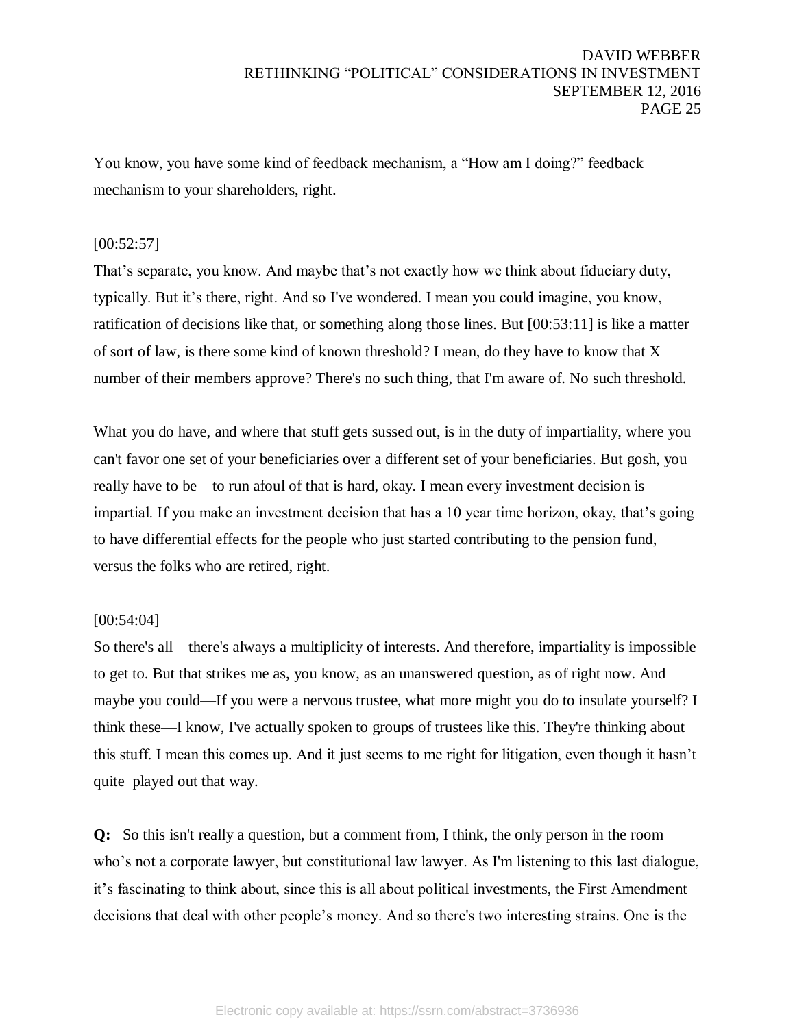You know, you have some kind of feedback mechanism, a "How am I doing?" feedback mechanism to your shareholders, right.

[00:52:57]
That's separate, you know. And maybe that's not exactly how we think about fiduciary duty, typically. But it's there, right. And so I've wondered. I mean you could imagine, you know, ratification of decisions like that, or something along those lines. But [00:53:11] is like a matter of sort of law, is there some kind of known threshold? I mean, do they have to know that X number of their members approve? There's no such thing, that I'm aware of. No such threshold.

What you do have, and where that stuff gets sussed out, is in the duty of impartiality, where you can't favor one set of your beneficiaries over a different set of your beneficiaries. But gosh, you really have to be—to run afoul of that is hard, okay. I mean every investment decision is impartial. If you make an investment decision that has a 10 year time horizon, okay, that's going to have differential effects for the people who just started contributing to the pension fund, versus the folks who are retired, right.

[00:54:04]
So there's all—there's always a multiplicity of interests. And therefore, impartiality is impossible to get to. But that strikes me as, you know, as an unanswered question, as of right now. And maybe you could—If you were a nervous trustee, what more might you do to insulate yourself? I think these—I know, I've actually spoken to groups of trustees like this. They're thinking about this stuff. I mean this comes up. And it just seems to me right for litigation, even though it hasn't quite played out that way.

**Q:** So this isn't really a question, but a comment from, I think, the only person in the room who's not a corporate lawyer, but constitutional law lawyer. As I'm listening to this last dialogue, it's fascinating to think about, since this is all about political investments, the First Amendment decisions that deal with other people's money. And so there's two interesting strains. One is the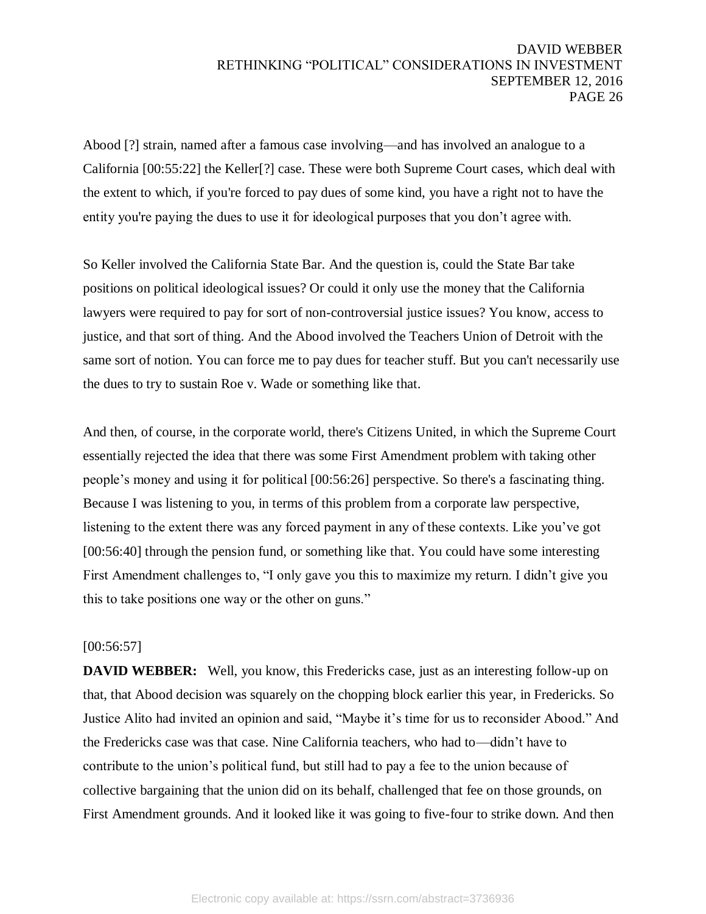Abood [?] strain, named after a famous case involving—and has involved an analogue to a California [00:55:22] the Keller[?] case. These were both Supreme Court cases, which deal with the extent to which, if you're forced to pay dues of some kind, you have a right not to have the entity you're paying the dues to use it for ideological purposes that you don't agree with.

So Keller involved the California State Bar. And the question is, could the State Bar take positions on political ideological issues? Or could it only use the money that the California lawyers were required to pay for sort of non-controversial justice issues? You know, access to justice, and that sort of thing. And the Abood involved the Teachers Union of Detroit with the same sort of notion. You can force me to pay dues for teacher stuff. But you can't necessarily use the dues to try to sustain Roe v. Wade or something like that.

And then, of course, in the corporate world, there's Citizens United, in which the Supreme Court essentially rejected the idea that there was some First Amendment problem with taking other people's money and using it for political [00:56:26] perspective. So there's a fascinating thing. Because I was listening to you, in terms of this problem from a corporate law perspective, listening to the extent there was any forced payment in any of these contexts. Like you've got [00:56:40] through the pension fund, or something like that. You could have some interesting First Amendment challenges to, "I only gave you this to maximize my return. I didn't give you this to take positions one way or the other on guns."

[00:56:57]
**DAVID WEBBER:** Well, you know, this Fredericks case, just as an interesting follow-up on that, that Abood decision was squarely on the chopping block earlier this year, in Fredericks. So Justice Alito had invited an opinion and said, "Maybe it's time for us to reconsider Abood." And the Fredericks case was that case. Nine California teachers, who had to—didn't have to contribute to the union's political fund, but still had to pay a fee to the union because of collective bargaining that the union did on its behalf, challenged that fee on those grounds, on First Amendment grounds. And it looked like it was going to five-four to strike down. And then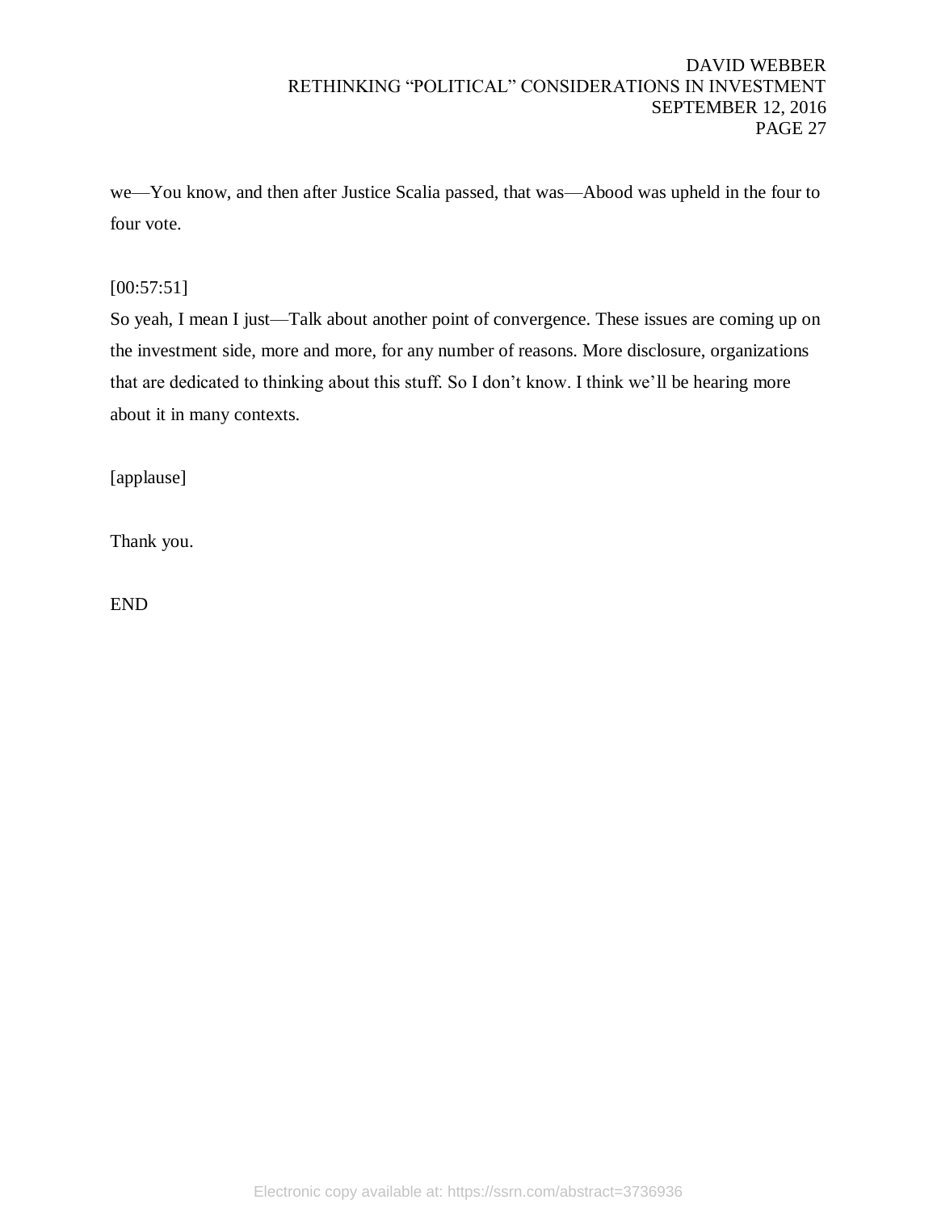we—You know, and then after Justice Scalia passed, that was—Abood was upheld in the four to four vote.

[00:57:51]

So yeah, I mean I just—Talk about another point of convergence. These issues are coming up on the investment side, more and more, for any number of reasons. More disclosure, organizations that are dedicated to thinking about this stuff. So I don't know. I think we'll be hearing more about it in many contexts.

[applause]

Thank you.

END